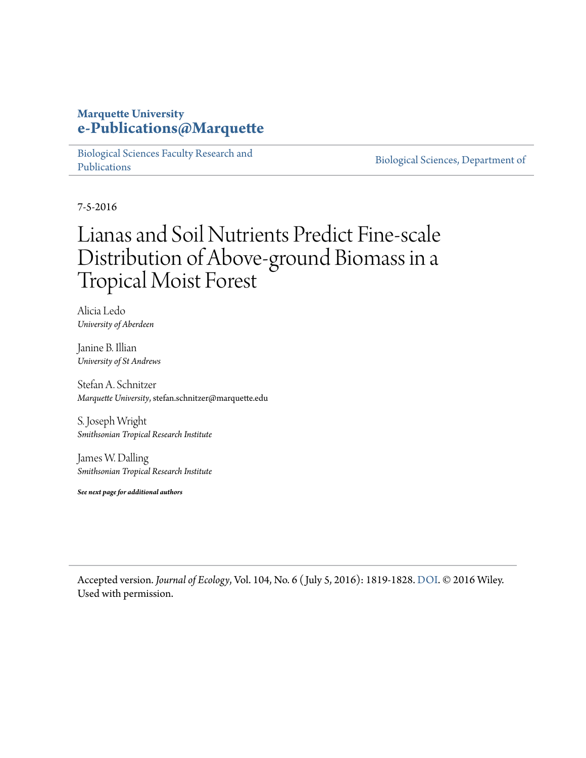**Marquette University**
**e-Publications@Marquette**

Biological Sciences Faculty Research and Publications | Biological Sciences, Department of

7-5-2016

# Lianas and Soil Nutrients Predict Fine-scale Distribution of Above-ground Biomass in a Tropical Moist Forest

Alicia Ledo
*University of Aberdeen*

Janine B. Illian
*University of St Andrews*

Stefan A. Schnitzer
*Marquette University*, stefan.schnitzer@marquette.edu

S. Joseph Wright
*Smithsonian Tropical Research Institute*

James W. Dalling
*Smithsonian Tropical Research Institute*

***See next page for additional authors***

Accepted version. *Journal of Ecology*, Vol. 104, No. 6 ( July 5, 2016): 1819-1828. DOI. © 2016 Wiley. Used with permission.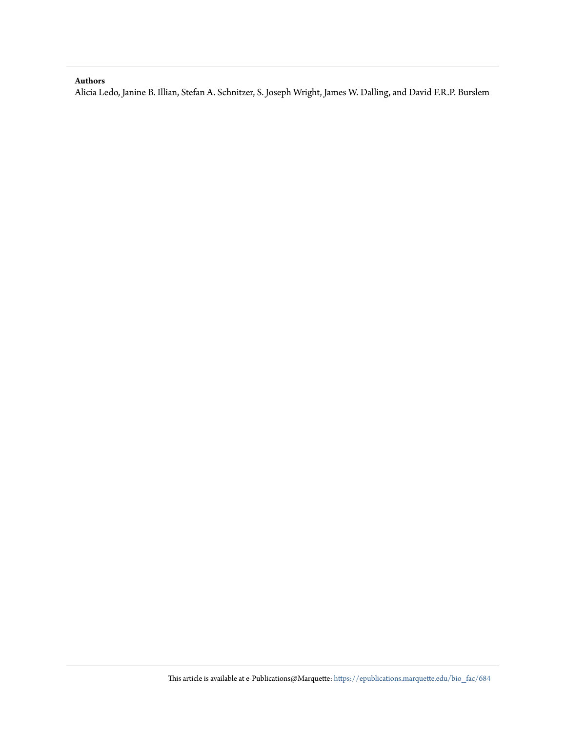**Authors**

Alicia Ledo, Janine B. Illian, Stefan A. Schnitzer, S. Joseph Wright, James W. Dalling, and David F.R.P. Burslem

This article is available at e-Publications@Marquette: https://epublications.marquette.edu/bio_fac/684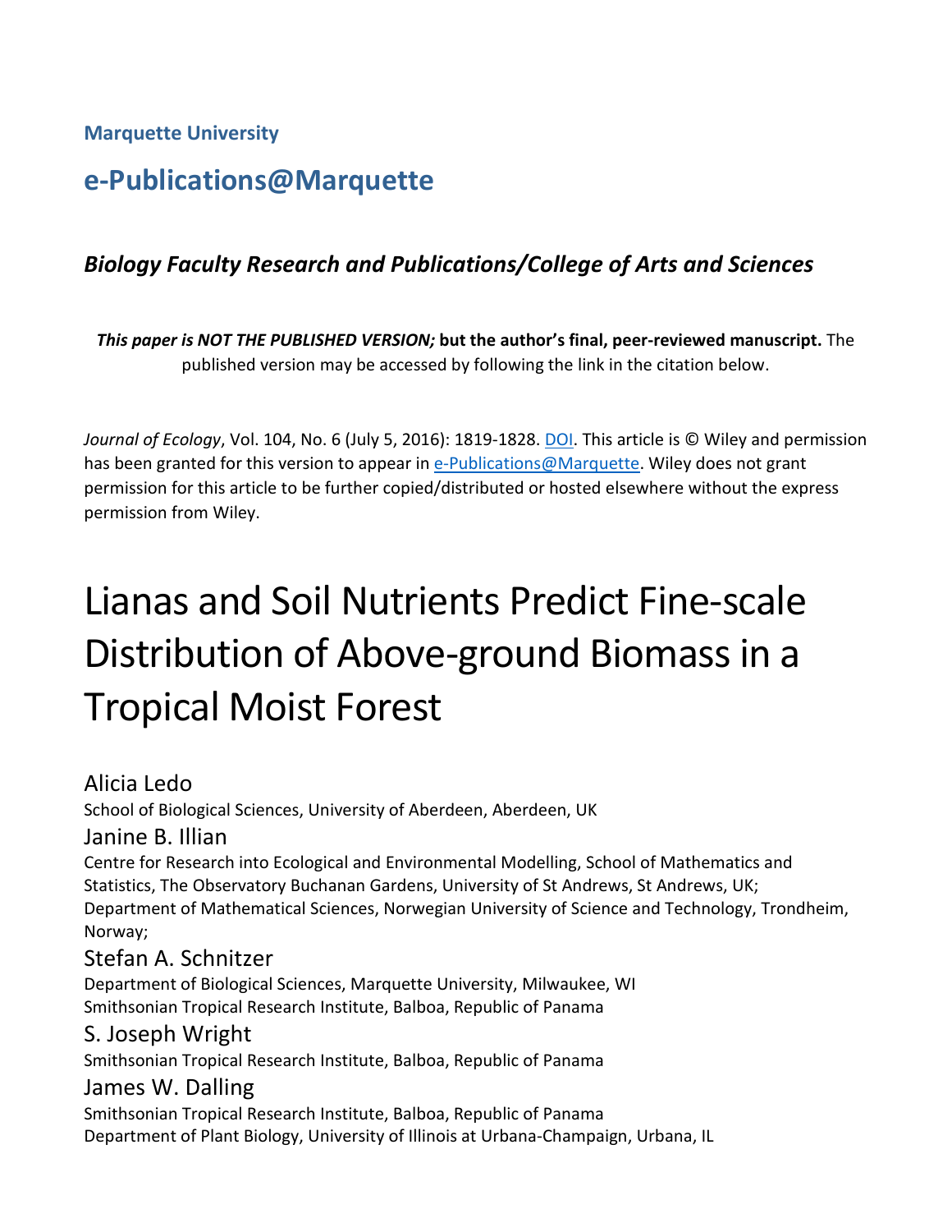**Marquette University**

## e-Publications@Marquette

### *Biology Faculty Research and Publications/College of Arts and Sciences*

***This paper is NOT THE PUBLISHED VERSION;* but the author's final, peer-reviewed manuscript.** The published version may be accessed by following the link in the citation below.

*Journal of Ecology*, Vol. 104, No. 6 (July 5, 2016): 1819-1828. DOI. This article is © Wiley and permission has been granted for this version to appear in e-Publications@Marquette. Wiley does not grant permission for this article to be further copied/distributed or hosted elsewhere without the express permission from Wiley.

# Lianas and Soil Nutrients Predict Fine-scale Distribution of Above-ground Biomass in a Tropical Moist Forest

Alicia Ledo
School of Biological Sciences, University of Aberdeen, Aberdeen, UK

Janine B. Illian
Centre for Research into Ecological and Environmental Modelling, School of Mathematics and Statistics, The Observatory Buchanan Gardens, University of St Andrews, St Andrews, UK; Department of Mathematical Sciences, Norwegian University of Science and Technology, Trondheim, Norway;

Stefan A. Schnitzer
Department of Biological Sciences, Marquette University, Milwaukee, WI
Smithsonian Tropical Research Institute, Balboa, Republic of Panama

S. Joseph Wright
Smithsonian Tropical Research Institute, Balboa, Republic of Panama

James W. Dalling
Smithsonian Tropical Research Institute, Balboa, Republic of Panama
Department of Plant Biology, University of Illinois at Urbana-Champaign, Urbana, IL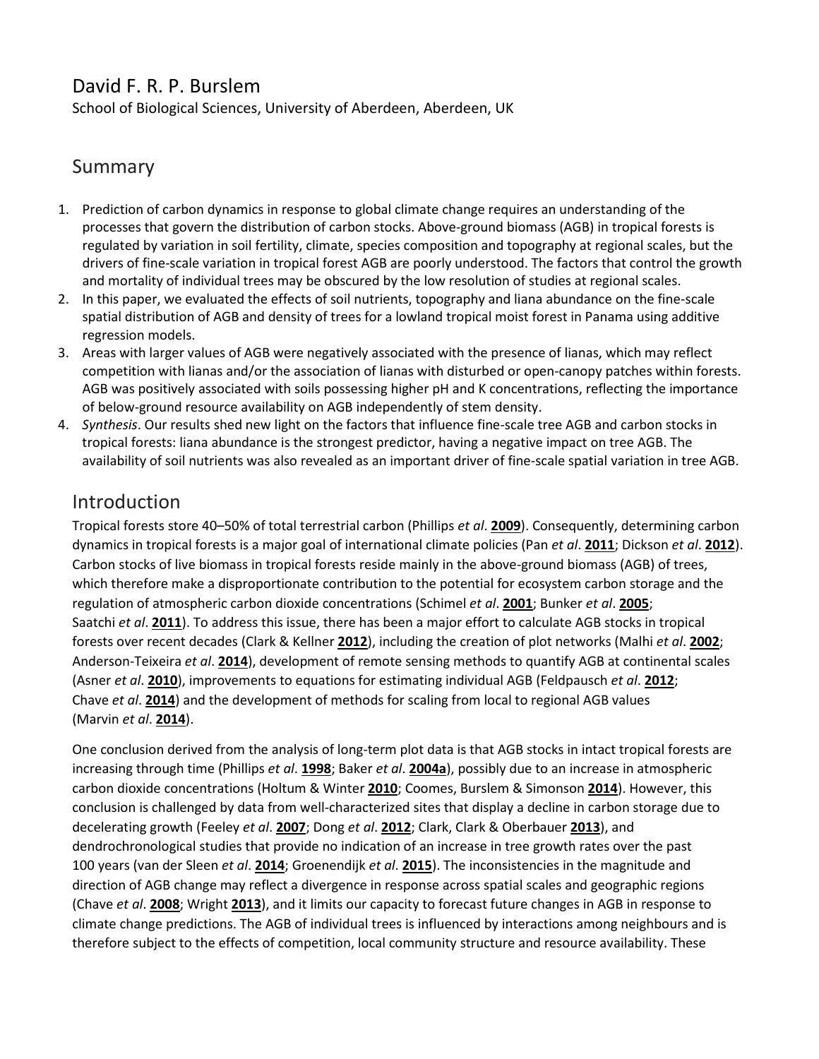David F. R. P. Burslem

School of Biological Sciences, University of Aberdeen, Aberdeen, UK

## Summary

1. Prediction of carbon dynamics in response to global climate change requires an understanding of the processes that govern the distribution of carbon stocks. Above-ground biomass (AGB) in tropical forests is regulated by variation in soil fertility, climate, species composition and topography at regional scales, but the drivers of fine-scale variation in tropical forest AGB are poorly understood. The factors that control the growth and mortality of individual trees may be obscured by the low resolution of studies at regional scales.
2. In this paper, we evaluated the effects of soil nutrients, topography and liana abundance on the fine-scale spatial distribution of AGB and density of trees for a lowland tropical moist forest in Panama using additive regression models.
3. Areas with larger values of AGB were negatively associated with the presence of lianas, which may reflect competition with lianas and/or the association of lianas with disturbed or open-canopy patches within forests. AGB was positively associated with soils possessing higher pH and K concentrations, reflecting the importance of below-ground resource availability on AGB independently of stem density.
4. *Synthesis*. Our results shed new light on the factors that influence fine-scale tree AGB and carbon stocks in tropical forests: liana abundance is the strongest predictor, having a negative impact on tree AGB. The availability of soil nutrients was also revealed as an important driver of fine-scale spatial variation in tree AGB.

## Introduction

Tropical forests store 40–50% of total terrestrial carbon (Phillips *et al*. **2009**). Consequently, determining carbon dynamics in tropical forests is a major goal of international climate policies (Pan *et al*. **2011**; Dickson *et al*. **2012**). Carbon stocks of live biomass in tropical forests reside mainly in the above-ground biomass (AGB) of trees, which therefore make a disproportionate contribution to the potential for ecosystem carbon storage and the regulation of atmospheric carbon dioxide concentrations (Schimel *et al*. **2001**; Bunker *et al*. **2005**; Saatchi *et al*. **2011**). To address this issue, there has been a major effort to calculate AGB stocks in tropical forests over recent decades (Clark & Kellner **2012**), including the creation of plot networks (Malhi *et al*. **2002**; Anderson-Teixeira *et al*. **2014**), development of remote sensing methods to quantify AGB at continental scales (Asner *et al*. **2010**), improvements to equations for estimating individual AGB (Feldpausch *et al*. **2012**; Chave *et al*. **2014**) and the development of methods for scaling from local to regional AGB values (Marvin *et al*. **2014**).

One conclusion derived from the analysis of long-term plot data is that AGB stocks in intact tropical forests are increasing through time (Phillips *et al*. **1998**; Baker *et al*. **2004a**), possibly due to an increase in atmospheric carbon dioxide concentrations (Holtum & Winter **2010**; Coomes, Burslem & Simonson **2014**). However, this conclusion is challenged by data from well-characterized sites that display a decline in carbon storage due to decelerating growth (Feeley *et al*. **2007**; Dong *et al*. **2012**; Clark, Clark & Oberbauer **2013**), and dendrochronological studies that provide no indication of an increase in tree growth rates over the past 100 years (van der Sleen *et al*. **2014**; Groenendijk *et al*. **2015**). The inconsistencies in the magnitude and direction of AGB change may reflect a divergence in response across spatial scales and geographic regions (Chave *et al*. **2008**; Wright **2013**), and it limits our capacity to forecast future changes in AGB in response to climate change predictions. The AGB of individual trees is influenced by interactions among neighbours and is therefore subject to the effects of competition, local community structure and resource availability. These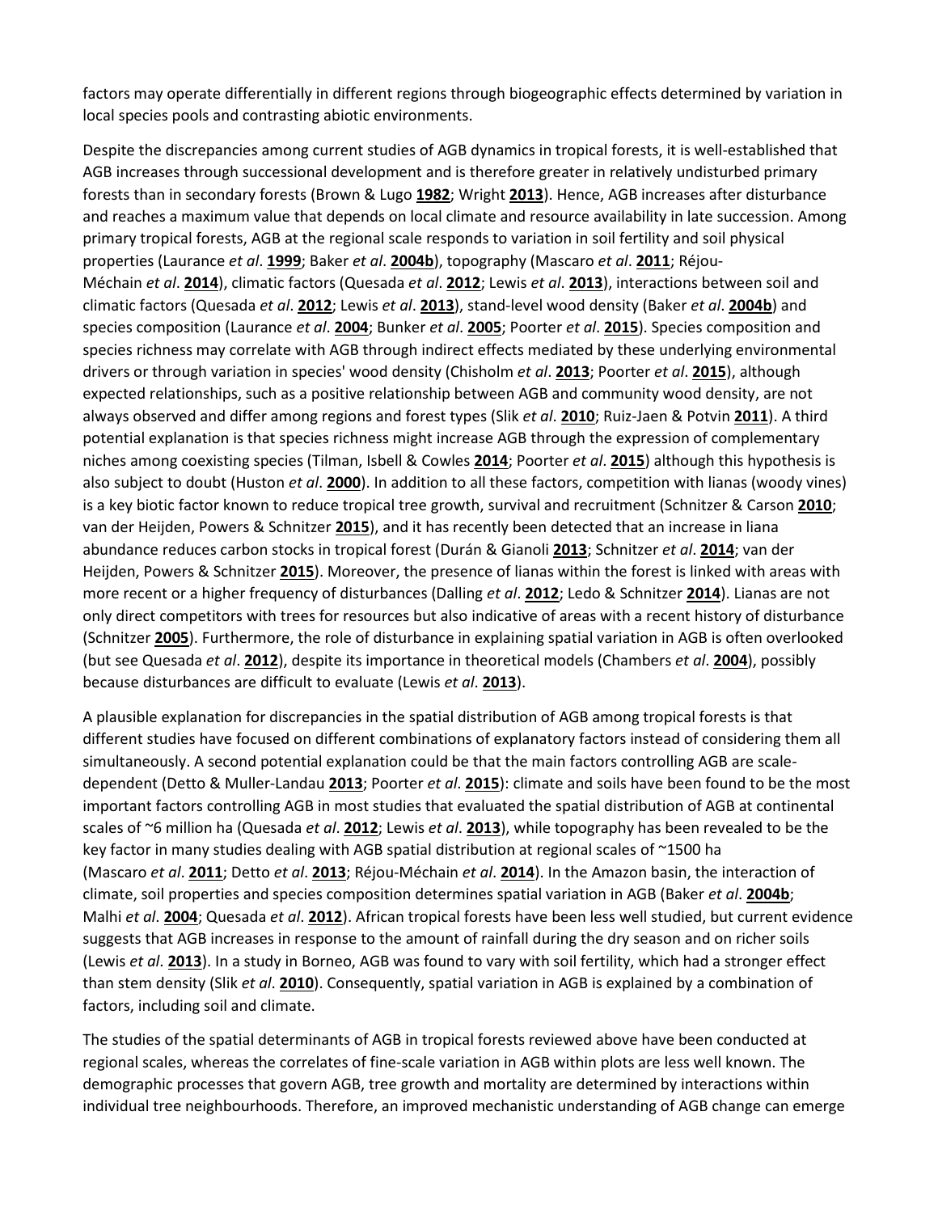factors may operate differentially in different regions through biogeographic effects determined by variation in local species pools and contrasting abiotic environments.

Despite the discrepancies among current studies of AGB dynamics in tropical forests, it is well-established that AGB increases through successional development and is therefore greater in relatively undisturbed primary forests than in secondary forests (Brown & Lugo **1982**; Wright **2013**). Hence, AGB increases after disturbance and reaches a maximum value that depends on local climate and resource availability in late succession. Among primary tropical forests, AGB at the regional scale responds to variation in soil fertility and soil physical properties (Laurance *et al*. **1999**; Baker *et al*. **2004b**), topography (Mascaro *et al*. **2011**; Réjou-Méchain *et al*. **2014**), climatic factors (Quesada *et al*. **2012**; Lewis *et al*. **2013**), interactions between soil and climatic factors (Quesada *et al*. **2012**; Lewis *et al*. **2013**), stand-level wood density (Baker *et al*. **2004b**) and species composition (Laurance *et al*. **2004**; Bunker *et al*. **2005**; Poorter *et al*. **2015**). Species composition and species richness may correlate with AGB through indirect effects mediated by these underlying environmental drivers or through variation in species' wood density (Chisholm *et al*. **2013**; Poorter *et al*. **2015**), although expected relationships, such as a positive relationship between AGB and community wood density, are not always observed and differ among regions and forest types (Slik *et al*. **2010**; Ruiz-Jaen & Potvin **2011**). A third potential explanation is that species richness might increase AGB through the expression of complementary niches among coexisting species (Tilman, Isbell & Cowles **2014**; Poorter *et al*. **2015**) although this hypothesis is also subject to doubt (Huston *et al*. **2000**). In addition to all these factors, competition with lianas (woody vines) is a key biotic factor known to reduce tropical tree growth, survival and recruitment (Schnitzer & Carson **2010**; van der Heijden, Powers & Schnitzer **2015**), and it has recently been detected that an increase in liana abundance reduces carbon stocks in tropical forest (Durán & Gianoli **2013**; Schnitzer *et al*. **2014**; van der Heijden, Powers & Schnitzer **2015**). Moreover, the presence of lianas within the forest is linked with areas with more recent or a higher frequency of disturbances (Dalling *et al*. **2012**; Ledo & Schnitzer **2014**). Lianas are not only direct competitors with trees for resources but also indicative of areas with a recent history of disturbance (Schnitzer **2005**). Furthermore, the role of disturbance in explaining spatial variation in AGB is often overlooked (but see Quesada *et al*. **2012**), despite its importance in theoretical models (Chambers *et al*. **2004**), possibly because disturbances are difficult to evaluate (Lewis *et al*. **2013**).

A plausible explanation for discrepancies in the spatial distribution of AGB among tropical forests is that different studies have focused on different combinations of explanatory factors instead of considering them all simultaneously. A second potential explanation could be that the main factors controlling AGB are scale-dependent (Detto & Muller-Landau **2013**; Poorter *et al*. **2015**): climate and soils have been found to be the most important factors controlling AGB in most studies that evaluated the spatial distribution of AGB at continental scales of ~6 million ha (Quesada *et al*. **2012**; Lewis *et al*. **2013**), while topography has been revealed to be the key factor in many studies dealing with AGB spatial distribution at regional scales of ~1500 ha (Mascaro *et al*. **2011**; Detto *et al*. **2013**; Réjou-Méchain *et al*. **2014**). In the Amazon basin, the interaction of climate, soil properties and species composition determines spatial variation in AGB (Baker *et al*. **2004b**; Malhi *et al*. **2004**; Quesada *et al*. **2012**). African tropical forests have been less well studied, but current evidence suggests that AGB increases in response to the amount of rainfall during the dry season and on richer soils (Lewis *et al*. **2013**). In a study in Borneo, AGB was found to vary with soil fertility, which had a stronger effect than stem density (Slik *et al*. **2010**). Consequently, spatial variation in AGB is explained by a combination of factors, including soil and climate.

The studies of the spatial determinants of AGB in tropical forests reviewed above have been conducted at regional scales, whereas the correlates of fine-scale variation in AGB within plots are less well known. The demographic processes that govern AGB, tree growth and mortality are determined by interactions within individual tree neighbourhoods. Therefore, an improved mechanistic understanding of AGB change can emerge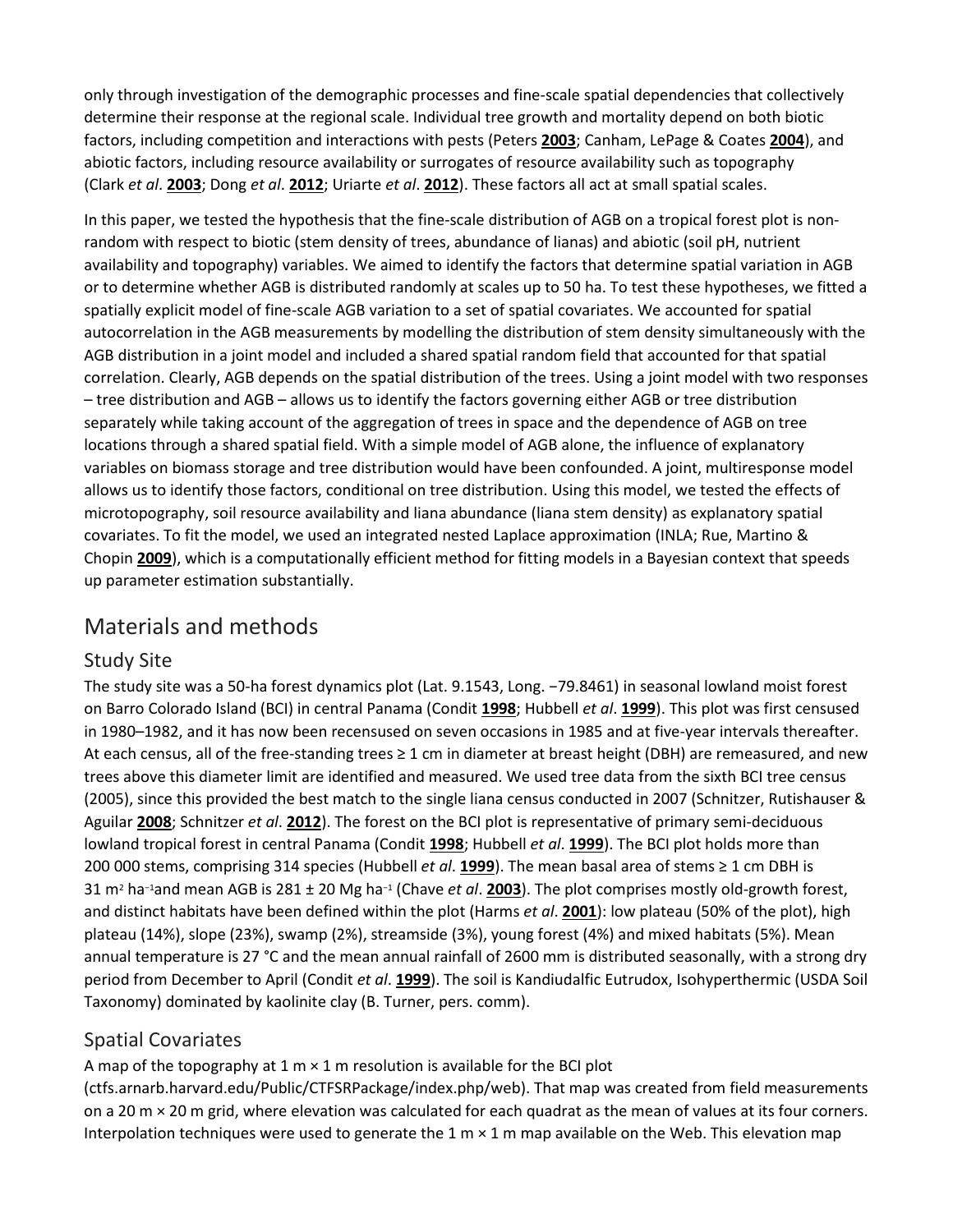only through investigation of the demographic processes and fine-scale spatial dependencies that collectively determine their response at the regional scale. Individual tree growth and mortality depend on both biotic factors, including competition and interactions with pests (Peters **2003**; Canham, LePage & Coates **2004**), and abiotic factors, including resource availability or surrogates of resource availability such as topography (Clark *et al*. **2003**; Dong *et al*. **2012**; Uriarte *et al*. **2012**). These factors all act at small spatial scales.

In this paper, we tested the hypothesis that the fine-scale distribution of AGB on a tropical forest plot is non-random with respect to biotic (stem density of trees, abundance of lianas) and abiotic (soil pH, nutrient availability and topography) variables. We aimed to identify the factors that determine spatial variation in AGB or to determine whether AGB is distributed randomly at scales up to 50 ha. To test these hypotheses, we fitted a spatially explicit model of fine-scale AGB variation to a set of spatial covariates. We accounted for spatial autocorrelation in the AGB measurements by modelling the distribution of stem density simultaneously with the AGB distribution in a joint model and included a shared spatial random field that accounted for that spatial correlation. Clearly, AGB depends on the spatial distribution of the trees. Using a joint model with two responses – tree distribution and AGB – allows us to identify the factors governing either AGB or tree distribution separately while taking account of the aggregation of trees in space and the dependence of AGB on tree locations through a shared spatial field. With a simple model of AGB alone, the influence of explanatory variables on biomass storage and tree distribution would have been confounded. A joint, multiresponse model allows us to identify those factors, conditional on tree distribution. Using this model, we tested the effects of microtopography, soil resource availability and liana abundance (liana stem density) as explanatory spatial covariates. To fit the model, we used an integrated nested Laplace approximation (INLA; Rue, Martino & Chopin **2009**), which is a computationally efficient method for fitting models in a Bayesian context that speeds up parameter estimation substantially.

## Materials and methods

### Study Site

The study site was a 50-ha forest dynamics plot (Lat. 9.1543, Long. −79.8461) in seasonal lowland moist forest on Barro Colorado Island (BCI) in central Panama (Condit **1998**; Hubbell *et al*. **1999**). This plot was first censused in 1980–1982, and it has now been recensused on seven occasions in 1985 and at five-year intervals thereafter. At each census, all of the free-standing trees ≥ 1 cm in diameter at breast height (DBH) are remeasured, and new trees above this diameter limit are identified and measured. We used tree data from the sixth BCI tree census (2005), since this provided the best match to the single liana census conducted in 2007 (Schnitzer, Rutishauser & Aguilar **2008**; Schnitzer *et al*. **2012**). The forest on the BCI plot is representative of primary semi-deciduous lowland tropical forest in central Panama (Condit **1998**; Hubbell *et al*. **1999**). The BCI plot holds more than 200 000 stems, comprising 314 species (Hubbell *et al*. **1999**). The mean basal area of stems ≥ 1 cm DBH is 31 $m^2$ $ha^{-1}$and mean AGB is 281 ± 20 Mg $ha^{-1}$ (Chave *et al*. **2003**). The plot comprises mostly old-growth forest, and distinct habitats have been defined within the plot (Harms *et al*. **2001**): low plateau (50% of the plot), high plateau (14%), slope (23%), swamp (2%), streamside (3%), young forest (4%) and mixed habitats (5%). Mean annual temperature is 27 °C and the mean annual rainfall of 2600 mm is distributed seasonally, with a strong dry period from December to April (Condit *et al*. **1999**). The soil is Kandiudalfic Eutrudox, Isohyperthermic (USDA Soil Taxonomy) dominated by kaolinite clay (B. Turner, pers. comm).

### Spatial Covariates

A map of the topography at 1 m × 1 m resolution is available for the BCI plot (ctfs.arnarb.harvard.edu/Public/CTFSRPackage/index.php/web). That map was created from field measurements on a 20 m × 20 m grid, where elevation was calculated for each quadrat as the mean of values at its four corners. Interpolation techniques were used to generate the 1 m × 1 m map available on the Web. This elevation map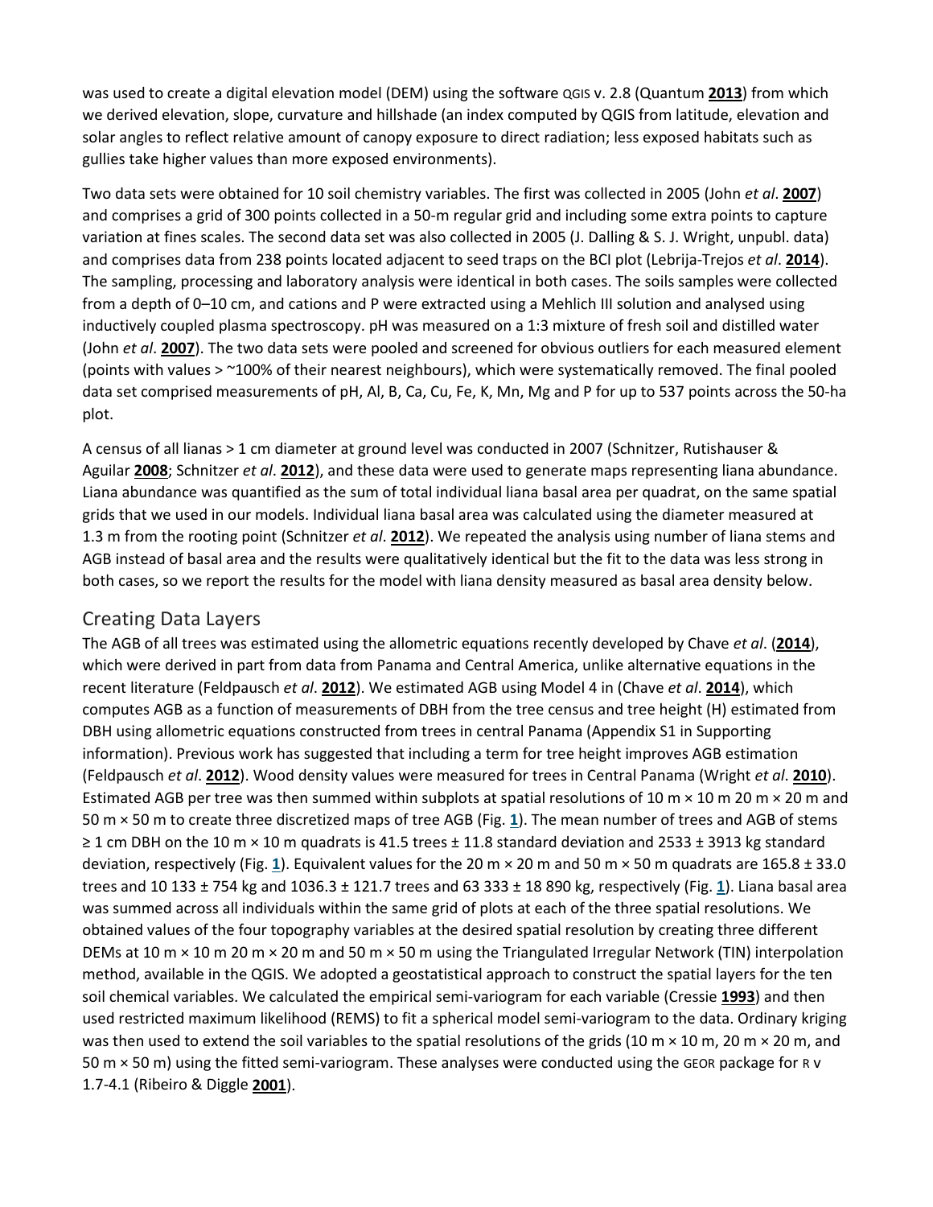was used to create a digital elevation model (DEM) using the software QGIS v. 2.8 (Quantum **2013**) from which we derived elevation, slope, curvature and hillshade (an index computed by QGIS from latitude, elevation and solar angles to reflect relative amount of canopy exposure to direct radiation; less exposed habitats such as gullies take higher values than more exposed environments).

Two data sets were obtained for 10 soil chemistry variables. The first was collected in 2005 (John *et al*. **2007**) and comprises a grid of 300 points collected in a 50-m regular grid and including some extra points to capture variation at fines scales. The second data set was also collected in 2005 (J. Dalling & S. J. Wright, unpubl. data) and comprises data from 238 points located adjacent to seed traps on the BCI plot (Lebrija-Trejos *et al*. **2014**). The sampling, processing and laboratory analysis were identical in both cases. The soils samples were collected from a depth of 0–10 cm, and cations and P were extracted using a Mehlich III solution and analysed using inductively coupled plasma spectroscopy. pH was measured on a 1:3 mixture of fresh soil and distilled water (John *et al*. **2007**). The two data sets were pooled and screened for obvious outliers for each measured element (points with values > ~100% of their nearest neighbours), which were systematically removed. The final pooled data set comprised measurements of pH, Al, B, Ca, Cu, Fe, K, Mn, Mg and P for up to 537 points across the 50-ha plot.

A census of all lianas > 1 cm diameter at ground level was conducted in 2007 (Schnitzer, Rutishauser & Aguilar **2008**; Schnitzer *et al*. **2012**), and these data were used to generate maps representing liana abundance. Liana abundance was quantified as the sum of total individual liana basal area per quadrat, on the same spatial grids that we used in our models. Individual liana basal area was calculated using the diameter measured at 1.3 m from the rooting point (Schnitzer *et al*. **2012**). We repeated the analysis using number of liana stems and AGB instead of basal area and the results were qualitatively identical but the fit to the data was less strong in both cases, so we report the results for the model with liana density measured as basal area density below.

## Creating Data Layers

The AGB of all trees was estimated using the allometric equations recently developed by Chave *et al*. (**2014**), which were derived in part from data from Panama and Central America, unlike alternative equations in the recent literature (Feldpausch *et al*. **2012**). We estimated AGB using Model 4 in (Chave *et al*. **2014**), which computes AGB as a function of measurements of DBH from the tree census and tree height (H) estimated from DBH using allometric equations constructed from trees in central Panama (Appendix S1 in Supporting information). Previous work has suggested that including a term for tree height improves AGB estimation (Feldpausch *et al*. **2012**). Wood density values were measured for trees in Central Panama (Wright *et al*. **2010**). Estimated AGB per tree was then summed within subplots at spatial resolutions of 10 m × 10 m 20 m × 20 m and 50 m × 50 m to create three discretized maps of tree AGB (Fig. **1**). The mean number of trees and AGB of stems ≥ 1 cm DBH on the 10 m × 10 m quadrats is 41.5 trees ± 11.8 standard deviation and 2533 ± 3913 kg standard deviation, respectively (Fig. **1**). Equivalent values for the 20 m × 20 m and 50 m × 50 m quadrats are 165.8 ± 33.0 trees and 10 133 ± 754 kg and 1036.3 ± 121.7 trees and 63 333 ± 18 890 kg, respectively (Fig. **1**). Liana basal area was summed across all individuals within the same grid of plots at each of the three spatial resolutions. We obtained values of the four topography variables at the desired spatial resolution by creating three different DEMs at 10 m × 10 m 20 m × 20 m and 50 m × 50 m using the Triangulated Irregular Network (TIN) interpolation method, available in the QGIS. We adopted a geostatistical approach to construct the spatial layers for the ten soil chemical variables. We calculated the empirical semi-variogram for each variable (Cressie **1993**) and then used restricted maximum likelihood (REMS) to fit a spherical model semi-variogram to the data. Ordinary kriging was then used to extend the soil variables to the spatial resolutions of the grids (10 m × 10 m, 20 m × 20 m, and 50 m × 50 m) using the fitted semi-variogram. These analyses were conducted using the GEOR package for R v 1.7-4.1 (Ribeiro & Diggle **2001**).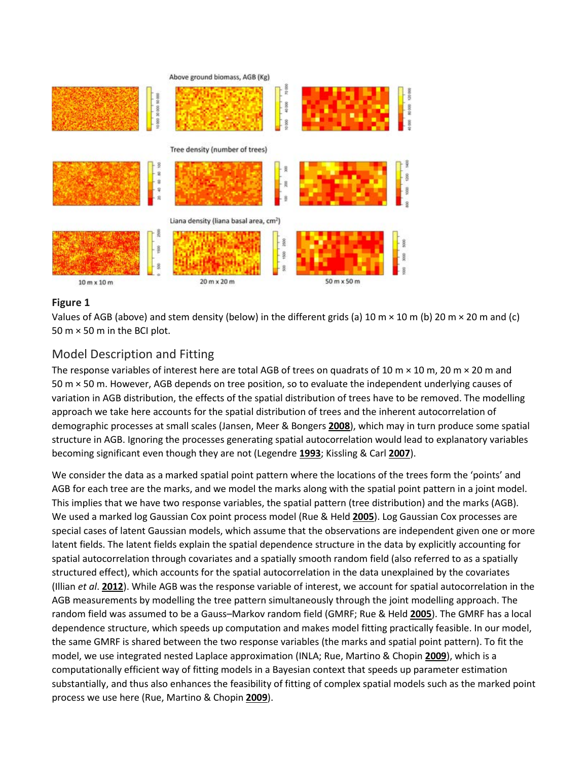**Figure 1**

Values of AGB (above) and stem density (below) in the different grids (a) 10 m × 10 m (b) 20 m × 20 m and (c) 50 m × 50 m in the BCI plot.

## Model Description and Fitting

The response variables of interest here are total AGB of trees on quadrats of 10 m × 10 m, 20 m × 20 m and 50 m × 50 m. However, AGB depends on tree position, so to evaluate the independent underlying causes of variation in AGB distribution, the effects of the spatial distribution of trees have to be removed. The modelling approach we take here accounts for the spatial distribution of trees and the inherent autocorrelation of demographic processes at small scales (Jansen, Meer & Bongers **2008**), which may in turn produce some spatial structure in AGB. Ignoring the processes generating spatial autocorrelation would lead to explanatory variables becoming significant even though they are not (Legendre **1993**; Kissling & Carl **2007**).

We consider the data as a marked spatial point pattern where the locations of the trees form the 'points' and AGB for each tree are the marks, and we model the marks along with the spatial point pattern in a joint model. This implies that we have two response variables, the spatial pattern (tree distribution) and the marks (AGB). We used a marked log Gaussian Cox point process model (Rue & Held **2005**). Log Gaussian Cox processes are special cases of latent Gaussian models, which assume that the observations are independent given one or more latent fields. The latent fields explain the spatial dependence structure in the data by explicitly accounting for spatial autocorrelation through covariates and a spatially smooth random field (also referred to as a spatially structured effect), which accounts for the spatial autocorrelation in the data unexplained by the covariates (Illian *et al*. **2012**). While AGB was the response variable of interest, we account for spatial autocorrelation in the AGB measurements by modelling the tree pattern simultaneously through the joint modelling approach. The random field was assumed to be a Gauss–Markov random field (GMRF; Rue & Held **2005**). The GMRF has a local dependence structure, which speeds up computation and makes model fitting practically feasible. In our model, the same GMRF is shared between the two response variables (the marks and spatial point pattern). To fit the model, we use integrated nested Laplace approximation (INLA; Rue, Martino & Chopin **2009**), which is a computationally efficient way of fitting models in a Bayesian context that speeds up parameter estimation substantially, and thus also enhances the feasibility of fitting of complex spatial models such as the marked point process we use here (Rue, Martino & Chopin **2009**).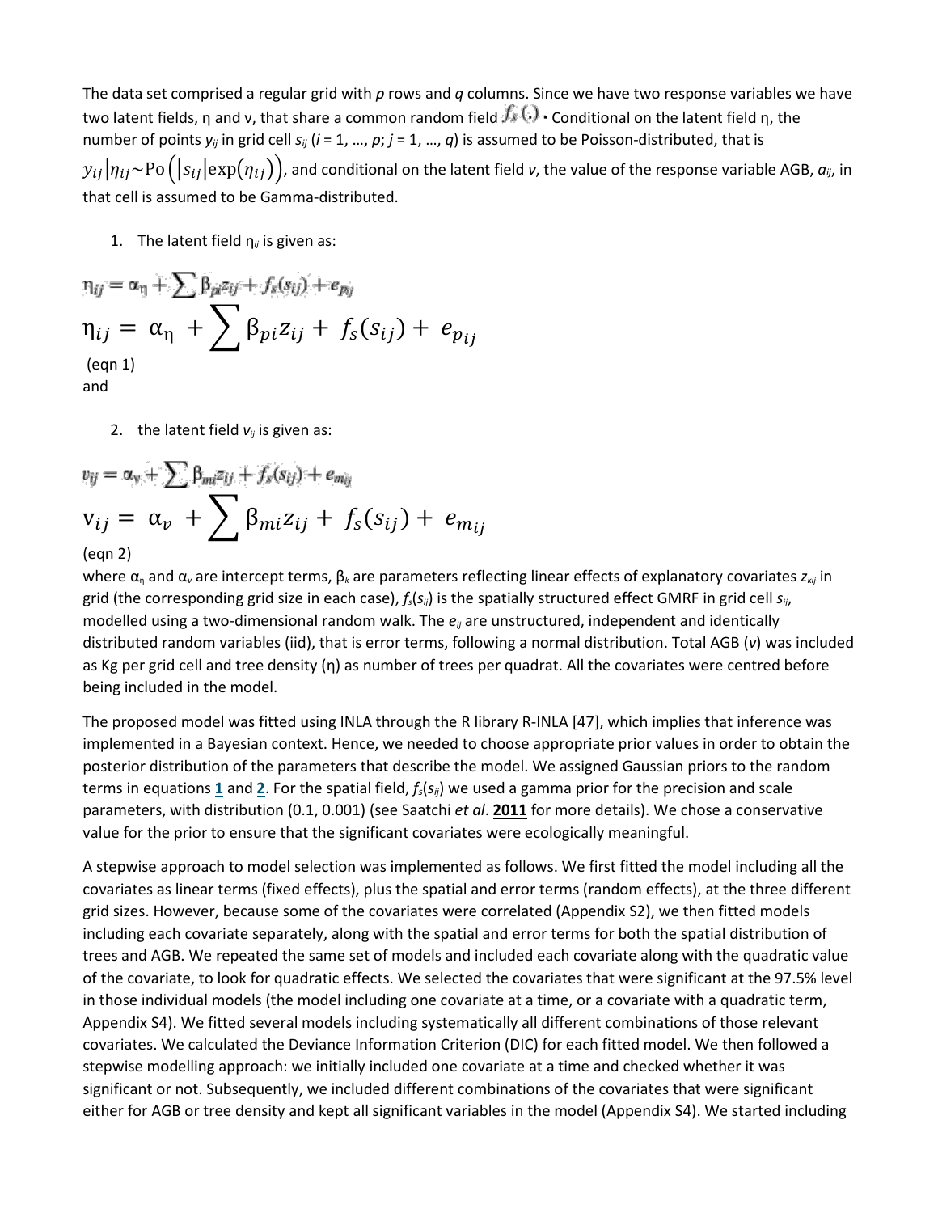The data set comprised a regular grid with *p* rows and *q* columns. Since we have two response variables we have two latent fields, η and ν, that share a common random field $f_s(\cdot)$. Conditional on the latent field η, the number of points $y_{ij}$ in grid cell $s_{ij}$ ($i = 1, \ldots, p$; $j = 1, \ldots, q$) is assumed to be Poisson-distributed, that is $y_{ij}|\eta_{ij} \sim \text{Po}\left(|s_{ij}|\exp(\eta_{ij})\right)$, and conditional on the latent field *v*, the value of the response variable AGB, $a_{ij}$, in that cell is assumed to be Gamma-distributed.

1. The latent field $\eta_{ij}$ is given as:

$$\eta_{ij} = \alpha_\eta + \sum \beta_{pi} z_{ij} + f_s(s_{ij}) + e_{p_{ij}}$$

(eqn 1)

and

2. the latent field $v_{ij}$ is given as:

$$v_{ij} = \alpha_v + \sum \beta_{mi} z_{ij} + f_s(s_{ij}) + e_{m_{ij}}$$

(eqn 2)

where $\alpha_\eta$ and $\alpha_v$ are intercept terms, $\beta_k$ are parameters reflecting linear effects of explanatory covariates $z_{kij}$ in grid (the corresponding grid size in each case), $f_s(s_{ij})$ is the spatially structured effect GMRF in grid cell $s_{ij}$, modelled using a two-dimensional random walk. The $e_{ij}$ are unstructured, independent and identically distributed random variables (iid), that is error terms, following a normal distribution. Total AGB (*v*) was included as Kg per grid cell and tree density (η) as number of trees per quadrat. All the covariates were centred before being included in the model.

The proposed model was fitted using INLA through the R library R-INLA [47], which implies that inference was implemented in a Bayesian context. Hence, we needed to choose appropriate prior values in order to obtain the posterior distribution of the parameters that describe the model. We assigned Gaussian priors to the random terms in equations **1** and **2**. For the spatial field, $f_s(s_{ij})$ we used a gamma prior for the precision and scale parameters, with distribution (0.1, 0.001) (see Saatchi *et al*. **2011** for more details). We chose a conservative value for the prior to ensure that the significant covariates were ecologically meaningful.

A stepwise approach to model selection was implemented as follows. We first fitted the model including all the covariates as linear terms (fixed effects), plus the spatial and error terms (random effects), at the three different grid sizes. However, because some of the covariates were correlated (Appendix S2), we then fitted models including each covariate separately, along with the spatial and error terms for both the spatial distribution of trees and AGB. We repeated the same set of models and included each covariate along with the quadratic value of the covariate, to look for quadratic effects. We selected the covariates that were significant at the 97.5% level in those individual models (the model including one covariate at a time, or a covariate with a quadratic term, Appendix S4). We fitted several models including systematically all different combinations of those relevant covariates. We calculated the Deviance Information Criterion (DIC) for each fitted model. We then followed a stepwise modelling approach: we initially included one covariate at a time and checked whether it was significant or not. Subsequently, we included different combinations of the covariates that were significant either for AGB or tree density and kept all significant variables in the model (Appendix S4). We started including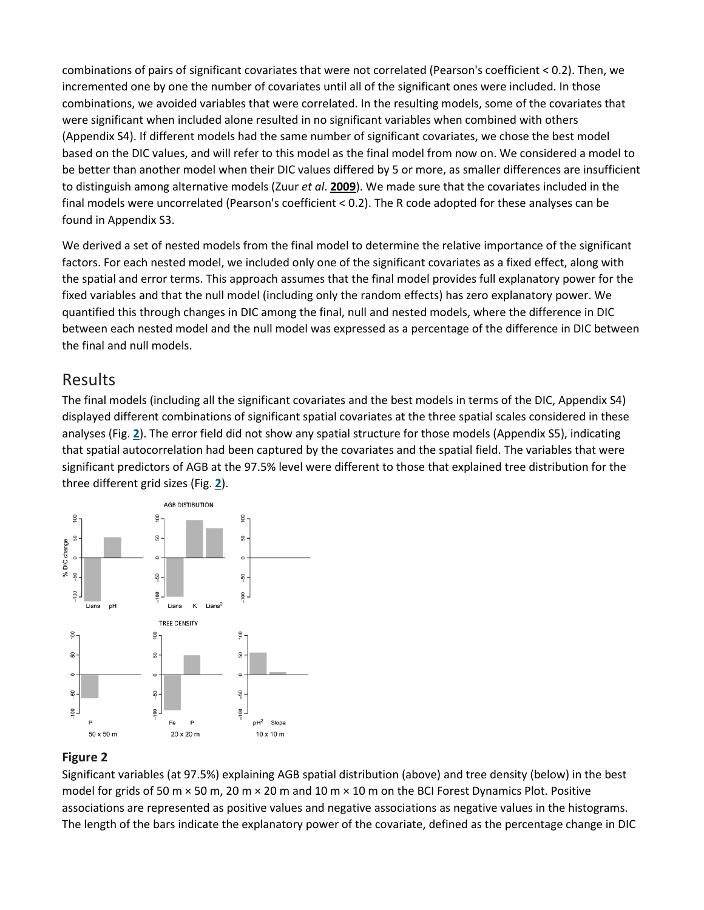combinations of pairs of significant covariates that were not correlated (Pearson's coefficient < 0.2). Then, we incremented one by one the number of covariates until all of the significant ones were included. In those combinations, we avoided variables that were correlated. In the resulting models, some of the covariates that were significant when included alone resulted in no significant variables when combined with others (Appendix S4). If different models had the same number of significant covariates, we chose the best model based on the DIC values, and will refer to this model as the final model from now on. We considered a model to be better than another model when their DIC values differed by 5 or more, as smaller differences are insufficient to distinguish among alternative models (Zuur *et al*. **2009**). We made sure that the covariates included in the final models were uncorrelated (Pearson's coefficient < 0.2). The R code adopted for these analyses can be found in Appendix S3.

We derived a set of nested models from the final model to determine the relative importance of the significant factors. For each nested model, we included only one of the significant covariates as a fixed effect, along with the spatial and error terms. This approach assumes that the final model provides full explanatory power for the fixed variables and that the null model (including only the random effects) has zero explanatory power. We quantified this through changes in DIC among the final, null and nested models, where the difference in DIC between each nested model and the null model was expressed as a percentage of the difference in DIC between the final and null models.

## Results

The final models (including all the significant covariates and the best models in terms of the DIC, Appendix S4) displayed different combinations of significant spatial covariates at the three spatial scales considered in these analyses (Fig. **2**). The error field did not show any spatial structure for those models (Appendix S5), indicating that spatial autocorrelation had been captured by the covariates and the spatial field. The variables that were significant predictors of AGB at the 97.5% level were different to those that explained tree distribution for the three different grid sizes (Fig. **2**).

AGB DISTIBUTION

% DIC change

Liana pH

Liana K Liana$^2$

TREE DENSITY

P

Fe P

pH$^2$ Slope

50 x 50 m

20 x 20 m

10 x 10 m

### Figure 2

Significant variables (at 97.5%) explaining AGB spatial distribution (above) and tree density (below) in the best model for grids of 50 m × 50 m, 20 m × 20 m and 10 m × 10 m on the BCI Forest Dynamics Plot. Positive associations are represented as positive values and negative associations as negative values in the histograms. The length of the bars indicate the explanatory power of the covariate, defined as the percentage change in DIC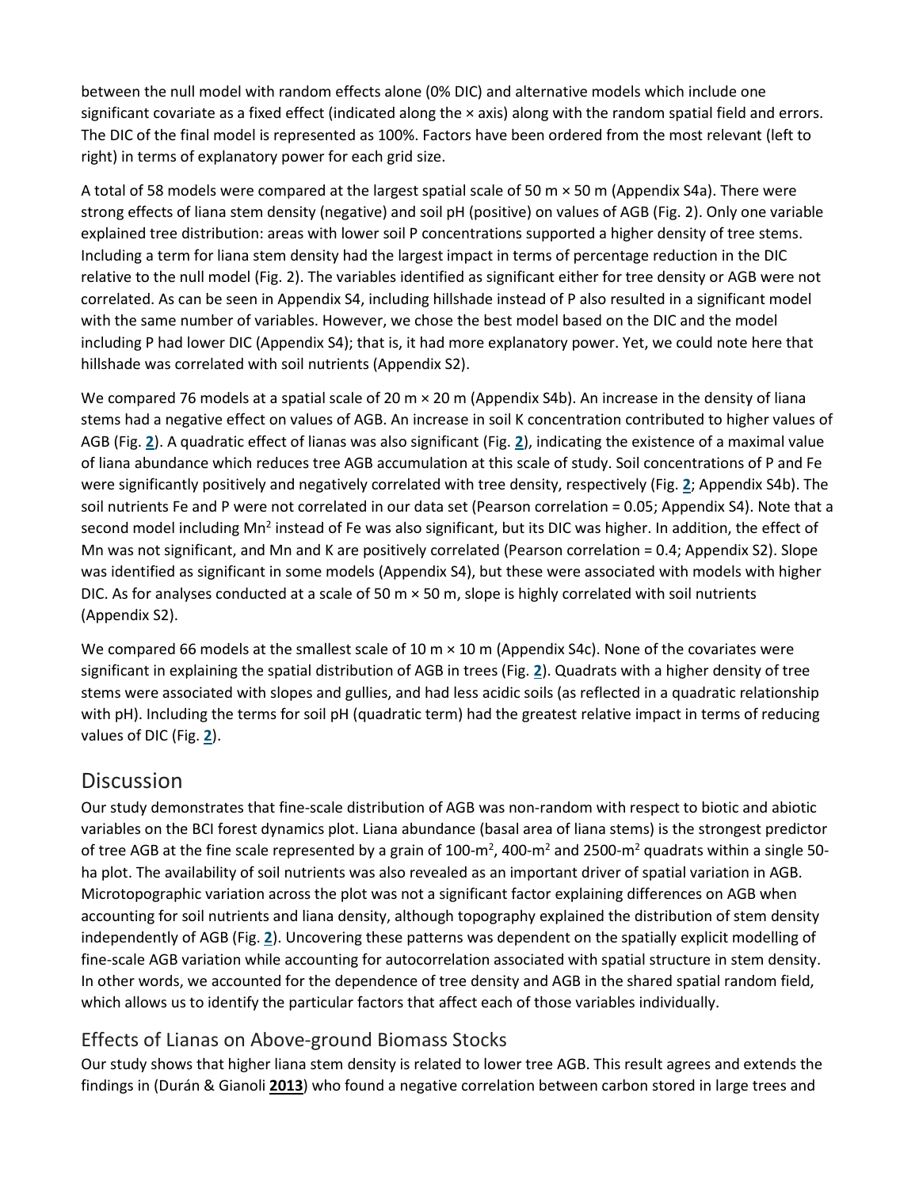between the null model with random effects alone (0% DIC) and alternative models which include one significant covariate as a fixed effect (indicated along the × axis) along with the random spatial field and errors. The DIC of the final model is represented as 100%. Factors have been ordered from the most relevant (left to right) in terms of explanatory power for each grid size.

A total of 58 models were compared at the largest spatial scale of 50 m × 50 m (Appendix S4a). There were strong effects of liana stem density (negative) and soil pH (positive) on values of AGB (Fig. 2). Only one variable explained tree distribution: areas with lower soil P concentrations supported a higher density of tree stems. Including a term for liana stem density had the largest impact in terms of percentage reduction in the DIC relative to the null model (Fig. 2). The variables identified as significant either for tree density or AGB were not correlated. As can be seen in Appendix S4, including hillshade instead of P also resulted in a significant model with the same number of variables. However, we chose the best model based on the DIC and the model including P had lower DIC (Appendix S4); that is, it had more explanatory power. Yet, we could note here that hillshade was correlated with soil nutrients (Appendix S2).

We compared 76 models at a spatial scale of 20 m × 20 m (Appendix S4b). An increase in the density of liana stems had a negative effect on values of AGB. An increase in soil K concentration contributed to higher values of AGB (Fig. **2**). A quadratic effect of lianas was also significant (Fig. **2**), indicating the existence of a maximal value of liana abundance which reduces tree AGB accumulation at this scale of study. Soil concentrations of P and Fe were significantly positively and negatively correlated with tree density, respectively (Fig. **2**; Appendix S4b). The soil nutrients Fe and P were not correlated in our data set (Pearson correlation = 0.05; Appendix S4). Note that a second model including $Mn^2$ instead of Fe was also significant, but its DIC was higher. In addition, the effect of Mn was not significant, and Mn and K are positively correlated (Pearson correlation = 0.4; Appendix S2). Slope was identified as significant in some models (Appendix S4), but these were associated with models with higher DIC. As for analyses conducted at a scale of 50 m × 50 m, slope is highly correlated with soil nutrients (Appendix S2).

We compared 66 models at the smallest scale of 10 m × 10 m (Appendix S4c). None of the covariates were significant in explaining the spatial distribution of AGB in trees (Fig. **2**). Quadrats with a higher density of tree stems were associated with slopes and gullies, and had less acidic soils (as reflected in a quadratic relationship with pH). Including the terms for soil pH (quadratic term) had the greatest relative impact in terms of reducing values of DIC (Fig. **2**).

## Discussion

Our study demonstrates that fine-scale distribution of AGB was non-random with respect to biotic and abiotic variables on the BCI forest dynamics plot. Liana abundance (basal area of liana stems) is the strongest predictor of tree AGB at the fine scale represented by a grain of 100-$m^2$, 400-$m^2$ and 2500-$m^2$ quadrats within a single 50-ha plot. The availability of soil nutrients was also revealed as an important driver of spatial variation in AGB. Microtopographic variation across the plot was not a significant factor explaining differences on AGB when accounting for soil nutrients and liana density, although topography explained the distribution of stem density independently of AGB (Fig. **2**). Uncovering these patterns was dependent on the spatially explicit modelling of fine-scale AGB variation while accounting for autocorrelation associated with spatial structure in stem density. In other words, we accounted for the dependence of tree density and AGB in the shared spatial random field, which allows us to identify the particular factors that affect each of those variables individually.

### Effects of Lianas on Above-ground Biomass Stocks

Our study shows that higher liana stem density is related to lower tree AGB. This result agrees and extends the findings in (Durán & Gianoli **2013**) who found a negative correlation between carbon stored in large trees and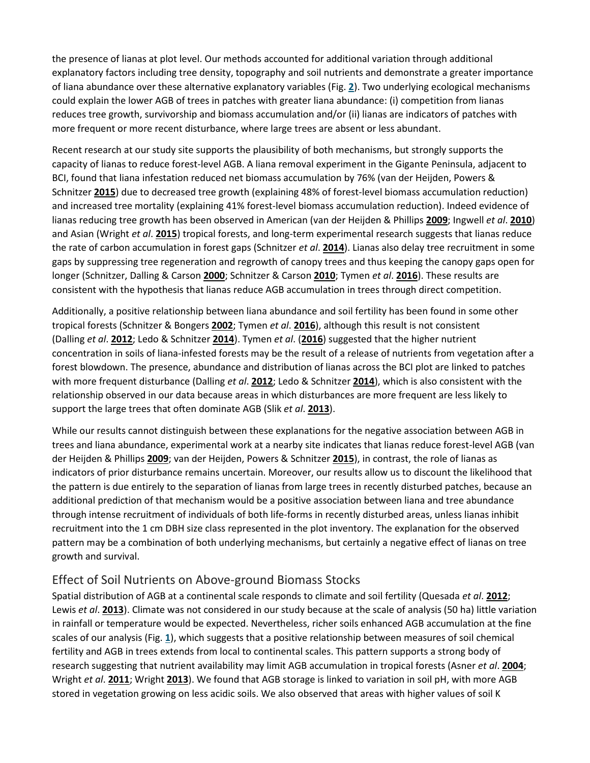the presence of lianas at plot level. Our methods accounted for additional variation through additional explanatory factors including tree density, topography and soil nutrients and demonstrate a greater importance of liana abundance over these alternative explanatory variables (Fig. **2**). Two underlying ecological mechanisms could explain the lower AGB of trees in patches with greater liana abundance: (i) competition from lianas reduces tree growth, survivorship and biomass accumulation and/or (ii) lianas are indicators of patches with more frequent or more recent disturbance, where large trees are absent or less abundant.

Recent research at our study site supports the plausibility of both mechanisms, but strongly supports the capacity of lianas to reduce forest-level AGB. A liana removal experiment in the Gigante Peninsula, adjacent to BCI, found that liana infestation reduced net biomass accumulation by 76% (van der Heijden, Powers & Schnitzer **2015**) due to decreased tree growth (explaining 48% of forest-level biomass accumulation reduction) and increased tree mortality (explaining 41% forest-level biomass accumulation reduction). Indeed evidence of lianas reducing tree growth has been observed in American (van der Heijden & Phillips **2009**; Ingwell *et al*. **2010**) and Asian (Wright *et al*. **2015**) tropical forests, and long-term experimental research suggests that lianas reduce the rate of carbon accumulation in forest gaps (Schnitzer *et al*. **2014**). Lianas also delay tree recruitment in some gaps by suppressing tree regeneration and regrowth of canopy trees and thus keeping the canopy gaps open for longer (Schnitzer, Dalling & Carson **2000**; Schnitzer & Carson **2010**; Tymen *et al*. **2016**). These results are consistent with the hypothesis that lianas reduce AGB accumulation in trees through direct competition.

Additionally, a positive relationship between liana abundance and soil fertility has been found in some other tropical forests (Schnitzer & Bongers **2002**; Tymen *et al*. **2016**), although this result is not consistent (Dalling *et al*. **2012**; Ledo & Schnitzer **2014**). Tymen *et al*. (**2016**) suggested that the higher nutrient concentration in soils of liana-infested forests may be the result of a release of nutrients from vegetation after a forest blowdown. The presence, abundance and distribution of lianas across the BCI plot are linked to patches with more frequent disturbance (Dalling *et al*. **2012**; Ledo & Schnitzer **2014**), which is also consistent with the relationship observed in our data because areas in which disturbances are more frequent are less likely to support the large trees that often dominate AGB (Slik *et al*. **2013**).

While our results cannot distinguish between these explanations for the negative association between AGB in trees and liana abundance, experimental work at a nearby site indicates that lianas reduce forest-level AGB (van der Heijden & Phillips **2009**; van der Heijden, Powers & Schnitzer **2015**), in contrast, the role of lianas as indicators of prior disturbance remains uncertain. Moreover, our results allow us to discount the likelihood that the pattern is due entirely to the separation of lianas from large trees in recently disturbed patches, because an additional prediction of that mechanism would be a positive association between liana and tree abundance through intense recruitment of individuals of both life-forms in recently disturbed areas, unless lianas inhibit recruitment into the 1 cm DBH size class represented in the plot inventory. The explanation for the observed pattern may be a combination of both underlying mechanisms, but certainly a negative effect of lianas on tree growth and survival.

## Effect of Soil Nutrients on Above-ground Biomass Stocks

Spatial distribution of AGB at a continental scale responds to climate and soil fertility (Quesada *et al*. **2012**; Lewis *et al*. **2013**). Climate was not considered in our study because at the scale of analysis (50 ha) little variation in rainfall or temperature would be expected. Nevertheless, richer soils enhanced AGB accumulation at the fine scales of our analysis (Fig. **1**), which suggests that a positive relationship between measures of soil chemical fertility and AGB in trees extends from local to continental scales. This pattern supports a strong body of research suggesting that nutrient availability may limit AGB accumulation in tropical forests (Asner *et al*. **2004**; Wright *et al*. **2011**; Wright **2013**). We found that AGB storage is linked to variation in soil pH, with more AGB stored in vegetation growing on less acidic soils. We also observed that areas with higher values of soil K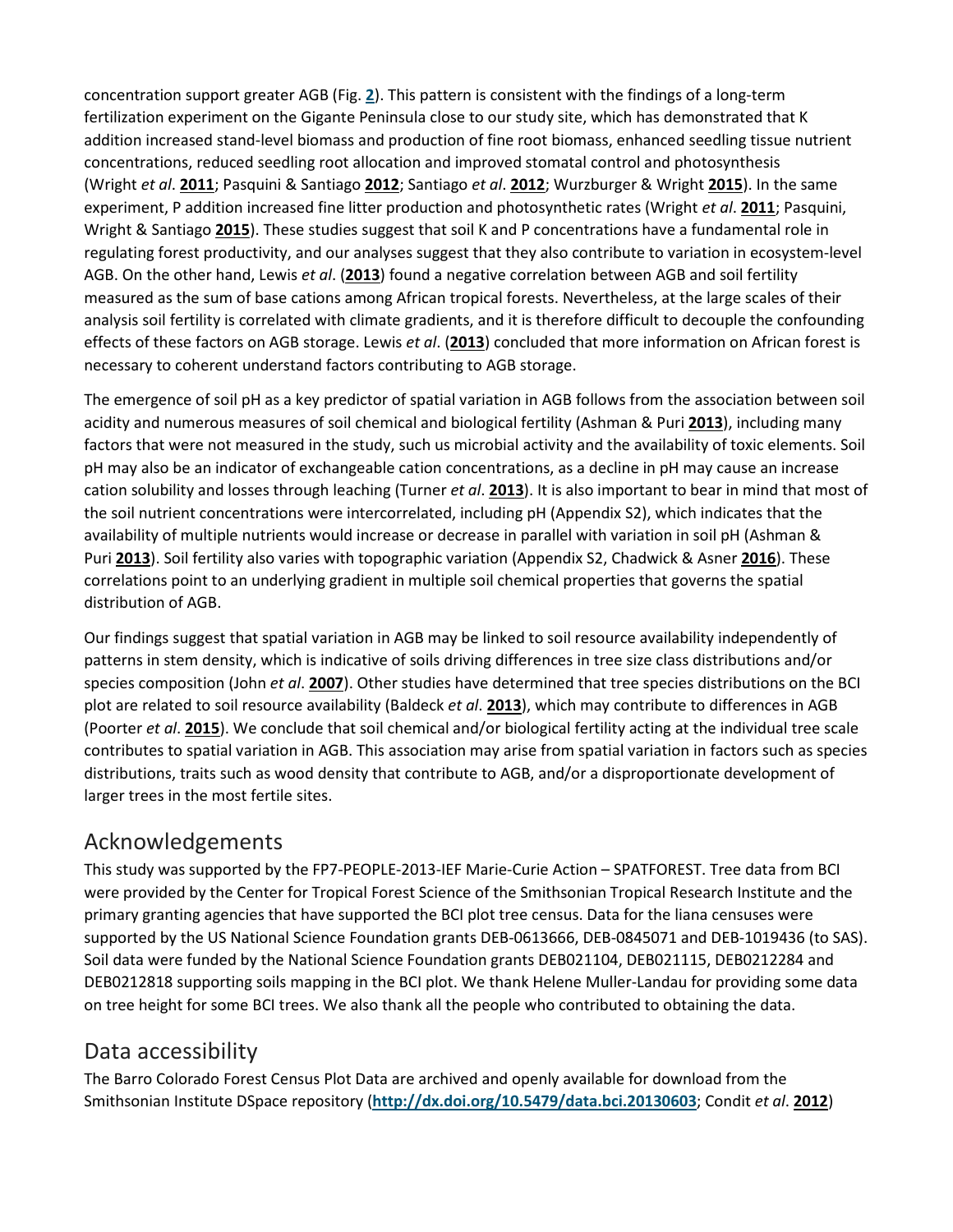concentration support greater AGB (Fig. **2**). This pattern is consistent with the findings of a long-term fertilization experiment on the Gigante Peninsula close to our study site, which has demonstrated that K addition increased stand-level biomass and production of fine root biomass, enhanced seedling tissue nutrient concentrations, reduced seedling root allocation and improved stomatal control and photosynthesis (Wright *et al*. **2011**; Pasquini & Santiago **2012**; Santiago *et al*. **2012**; Wurzburger & Wright **2015**). In the same experiment, P addition increased fine litter production and photosynthetic rates (Wright *et al*. **2011**; Pasquini, Wright & Santiago **2015**). These studies suggest that soil K and P concentrations have a fundamental role in regulating forest productivity, and our analyses suggest that they also contribute to variation in ecosystem-level AGB. On the other hand, Lewis *et al*. (**2013**) found a negative correlation between AGB and soil fertility measured as the sum of base cations among African tropical forests. Nevertheless, at the large scales of their analysis soil fertility is correlated with climate gradients, and it is therefore difficult to decouple the confounding effects of these factors on AGB storage. Lewis *et al*. (**2013**) concluded that more information on African forest is necessary to coherent understand factors contributing to AGB storage.

The emergence of soil pH as a key predictor of spatial variation in AGB follows from the association between soil acidity and numerous measures of soil chemical and biological fertility (Ashman & Puri **2013**), including many factors that were not measured in the study, such us microbial activity and the availability of toxic elements. Soil pH may also be an indicator of exchangeable cation concentrations, as a decline in pH may cause an increase cation solubility and losses through leaching (Turner *et al*. **2013**). It is also important to bear in mind that most of the soil nutrient concentrations were intercorrelated, including pH (Appendix S2), which indicates that the availability of multiple nutrients would increase or decrease in parallel with variation in soil pH (Ashman & Puri **2013**). Soil fertility also varies with topographic variation (Appendix S2, Chadwick & Asner **2016**). These correlations point to an underlying gradient in multiple soil chemical properties that governs the spatial distribution of AGB.

Our findings suggest that spatial variation in AGB may be linked to soil resource availability independently of patterns in stem density, which is indicative of soils driving differences in tree size class distributions and/or species composition (John *et al*. **2007**). Other studies have determined that tree species distributions on the BCI plot are related to soil resource availability (Baldeck *et al*. **2013**), which may contribute to differences in AGB (Poorter *et al*. **2015**). We conclude that soil chemical and/or biological fertility acting at the individual tree scale contributes to spatial variation in AGB. This association may arise from spatial variation in factors such as species distributions, traits such as wood density that contribute to AGB, and/or a disproportionate development of larger trees in the most fertile sites.

## Acknowledgements

This study was supported by the FP7-PEOPLE-2013-IEF Marie-Curie Action – SPATFOREST. Tree data from BCI were provided by the Center for Tropical Forest Science of the Smithsonian Tropical Research Institute and the primary granting agencies that have supported the BCI plot tree census. Data for the liana censuses were supported by the US National Science Foundation grants DEB-0613666, DEB-0845071 and DEB-1019436 (to SAS). Soil data were funded by the National Science Foundation grants DEB021104, DEB021115, DEB0212284 and DEB0212818 supporting soils mapping in the BCI plot. We thank Helene Muller-Landau for providing some data on tree height for some BCI trees. We also thank all the people who contributed to obtaining the data.

## Data accessibility

The Barro Colorado Forest Census Plot Data are archived and openly available for download from the Smithsonian Institute DSpace repository (**http://dx.doi.org/10.5479/data.bci.20130603**; Condit *et al*. **2012**)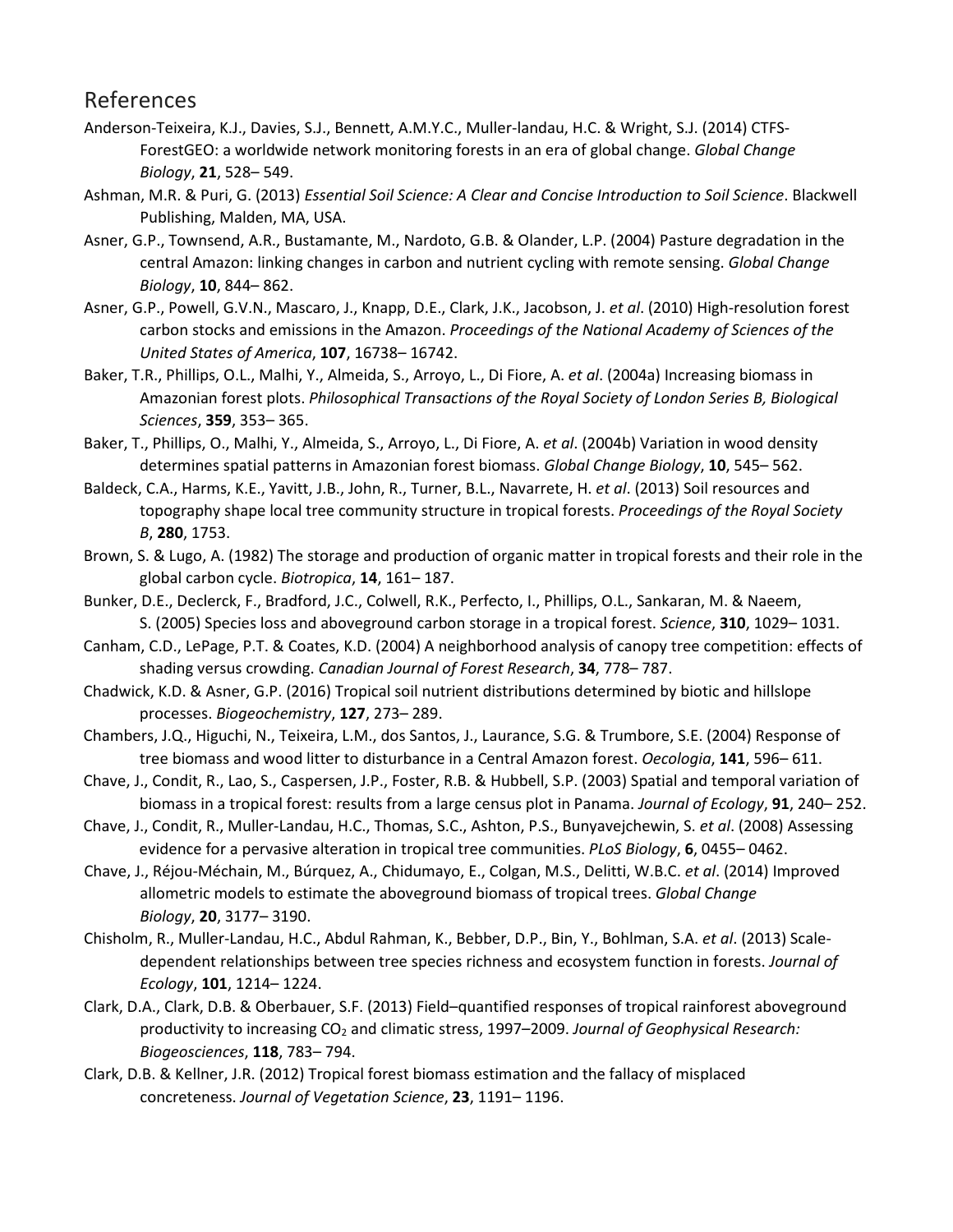# References

Anderson-Teixeira, K.J., Davies, S.J., Bennett, A.M.Y.C., Muller-landau, H.C. & Wright, S.J. (2014) CTFS-ForestGEO: a worldwide network monitoring forests in an era of global change. *Global Change Biology*, **21**, 528– 549.

Ashman, M.R. & Puri, G. (2013) *Essential Soil Science: A Clear and Concise Introduction to Soil Science*. Blackwell Publishing, Malden, MA, USA.

Asner, G.P., Townsend, A.R., Bustamante, M., Nardoto, G.B. & Olander, L.P. (2004) Pasture degradation in the central Amazon: linking changes in carbon and nutrient cycling with remote sensing. *Global Change Biology*, **10**, 844– 862.

Asner, G.P., Powell, G.V.N., Mascaro, J., Knapp, D.E., Clark, J.K., Jacobson, J. *et al*. (2010) High-resolution forest carbon stocks and emissions in the Amazon. *Proceedings of the National Academy of Sciences of the United States of America*, **107**, 16738– 16742.

Baker, T.R., Phillips, O.L., Malhi, Y., Almeida, S., Arroyo, L., Di Fiore, A. *et al*. (2004a) Increasing biomass in Amazonian forest plots. *Philosophical Transactions of the Royal Society of London Series B, Biological Sciences*, **359**, 353– 365.

Baker, T., Phillips, O., Malhi, Y., Almeida, S., Arroyo, L., Di Fiore, A. *et al*. (2004b) Variation in wood density determines spatial patterns in Amazonian forest biomass. *Global Change Biology*, **10**, 545– 562.

Baldeck, C.A., Harms, K.E., Yavitt, J.B., John, R., Turner, B.L., Navarrete, H. *et al*. (2013) Soil resources and topography shape local tree community structure in tropical forests. *Proceedings of the Royal Society B*, **280**, 1753.

Brown, S. & Lugo, A. (1982) The storage and production of organic matter in tropical forests and their role in the global carbon cycle. *Biotropica*, **14**, 161– 187.

Bunker, D.E., Declerck, F., Bradford, J.C., Colwell, R.K., Perfecto, I., Phillips, O.L., Sankaran, M. & Naeem, S. (2005) Species loss and aboveground carbon storage in a tropical forest. *Science*, **310**, 1029– 1031.

Canham, C.D., LePage, P.T. & Coates, K.D. (2004) A neighborhood analysis of canopy tree competition: effects of shading versus crowding. *Canadian Journal of Forest Research*, **34**, 778– 787.

Chadwick, K.D. & Asner, G.P. (2016) Tropical soil nutrient distributions determined by biotic and hillslope processes. *Biogeochemistry*, **127**, 273– 289.

Chambers, J.Q., Higuchi, N., Teixeira, L.M., dos Santos, J., Laurance, S.G. & Trumbore, S.E. (2004) Response of tree biomass and wood litter to disturbance in a Central Amazon forest. *Oecologia*, **141**, 596– 611.

Chave, J., Condit, R., Lao, S., Caspersen, J.P., Foster, R.B. & Hubbell, S.P. (2003) Spatial and temporal variation of biomass in a tropical forest: results from a large census plot in Panama. *Journal of Ecology*, **91**, 240– 252.

Chave, J., Condit, R., Muller-Landau, H.C., Thomas, S.C., Ashton, P.S., Bunyavejchewin, S. *et al*. (2008) Assessing evidence for a pervasive alteration in tropical tree communities. *PLoS Biology*, **6**, 0455– 0462.

Chave, J., Réjou-Méchain, M., Búrquez, A., Chidumayo, E., Colgan, M.S., Delitti, W.B.C. *et al*. (2014) Improved allometric models to estimate the aboveground biomass of tropical trees. *Global Change Biology*, **20**, 3177– 3190.

Chisholm, R., Muller-Landau, H.C., Abdul Rahman, K., Bebber, D.P., Bin, Y., Bohlman, S.A. *et al*. (2013) Scale-dependent relationships between tree species richness and ecosystem function in forests. *Journal of Ecology*, **101**, 1214– 1224.

Clark, D.A., Clark, D.B. & Oberbauer, S.F. (2013) Field–quantified responses of tropical rainforest aboveground productivity to increasing $CO_2$ and climatic stress, 1997–2009. *Journal of Geophysical Research: Biogeosciences*, **118**, 783– 794.

Clark, D.B. & Kellner, J.R. (2012) Tropical forest biomass estimation and the fallacy of misplaced concreteness. *Journal of Vegetation Science*, **23**, 1191– 1196.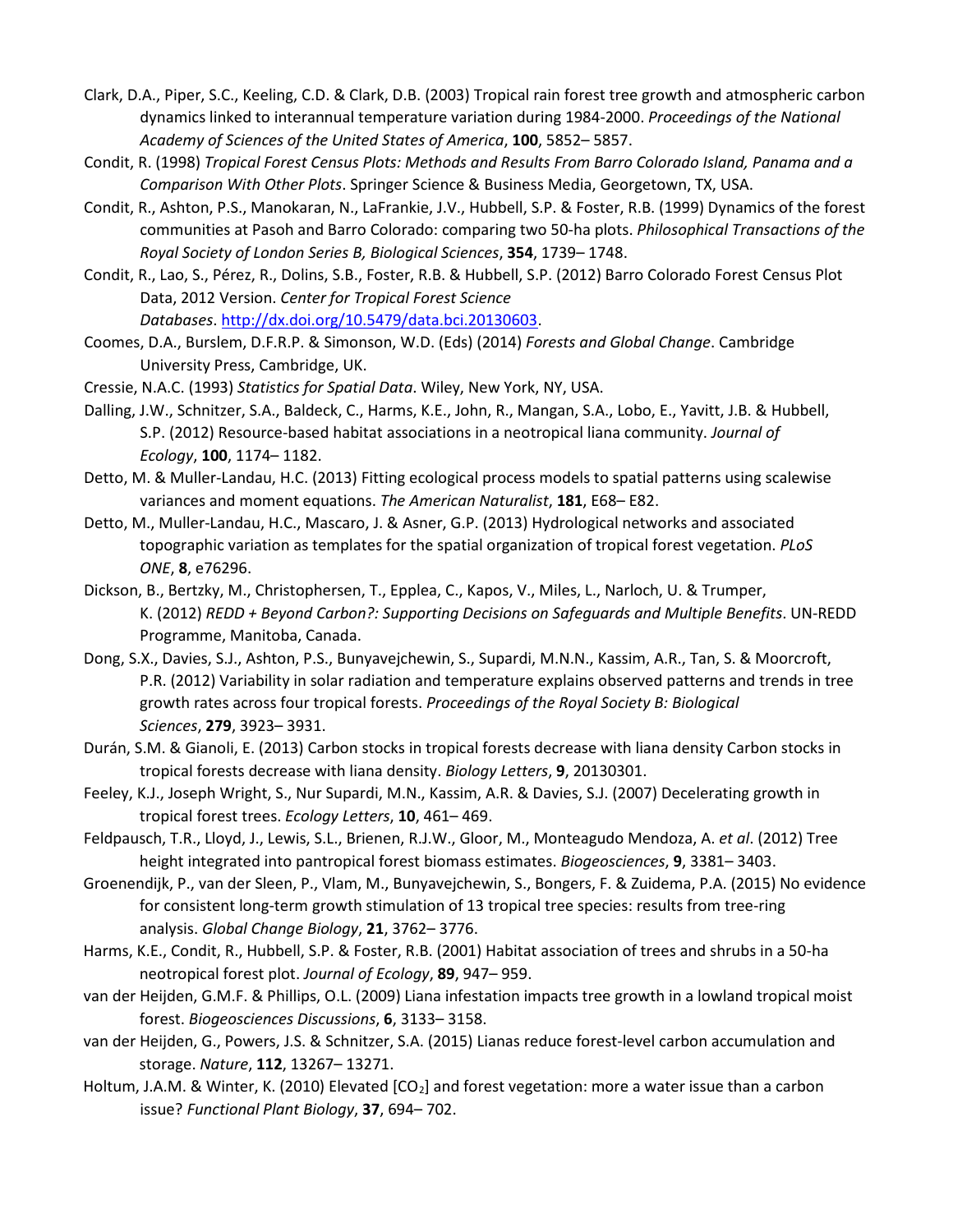Clark, D.A., Piper, S.C., Keeling, C.D. & Clark, D.B. (2003) Tropical rain forest tree growth and atmospheric carbon dynamics linked to interannual temperature variation during 1984-2000. *Proceedings of the National Academy of Sciences of the United States of America*, **100**, 5852– 5857.

Condit, R. (1998) *Tropical Forest Census Plots: Methods and Results From Barro Colorado Island, Panama and a Comparison With Other Plots*. Springer Science & Business Media, Georgetown, TX, USA.

Condit, R., Ashton, P.S., Manokaran, N., LaFrankie, J.V., Hubbell, S.P. & Foster, R.B. (1999) Dynamics of the forest communities at Pasoh and Barro Colorado: comparing two 50-ha plots. *Philosophical Transactions of the Royal Society of London Series B, Biological Sciences*, **354**, 1739– 1748.

Condit, R., Lao, S., Pérez, R., Dolins, S.B., Foster, R.B. & Hubbell, S.P. (2012) Barro Colorado Forest Census Plot Data, 2012 Version. *Center for Tropical Forest Science Databases*. http://dx.doi.org/10.5479/data.bci.20130603.

Coomes, D.A., Burslem, D.F.R.P. & Simonson, W.D. (Eds) (2014) *Forests and Global Change*. Cambridge University Press, Cambridge, UK.

Cressie, N.A.C. (1993) *Statistics for Spatial Data*. Wiley, New York, NY, USA.

Dalling, J.W., Schnitzer, S.A., Baldeck, C., Harms, K.E., John, R., Mangan, S.A., Lobo, E., Yavitt, J.B. & Hubbell, S.P. (2012) Resource-based habitat associations in a neotropical liana community. *Journal of Ecology*, **100**, 1174– 1182.

Detto, M. & Muller-Landau, H.C. (2013) Fitting ecological process models to spatial patterns using scalewise variances and moment equations. *The American Naturalist*, **181**, E68– E82.

Detto, M., Muller-Landau, H.C., Mascaro, J. & Asner, G.P. (2013) Hydrological networks and associated topographic variation as templates for the spatial organization of tropical forest vegetation. *PLoS ONE*, **8**, e76296.

Dickson, B., Bertzky, M., Christophersen, T., Epplea, C., Kapos, V., Miles, L., Narloch, U. & Trumper, K. (2012) *REDD + Beyond Carbon?: Supporting Decisions on Safeguards and Multiple Benefits*. UN-REDD Programme, Manitoba, Canada.

Dong, S.X., Davies, S.J., Ashton, P.S., Bunyavejchewin, S., Supardi, M.N.N., Kassim, A.R., Tan, S. & Moorcroft, P.R. (2012) Variability in solar radiation and temperature explains observed patterns and trends in tree growth rates across four tropical forests. *Proceedings of the Royal Society B: Biological Sciences*, **279**, 3923– 3931.

Durán, S.M. & Gianoli, E. (2013) Carbon stocks in tropical forests decrease with liana density Carbon stocks in tropical forests decrease with liana density. *Biology Letters*, **9**, 20130301.

Feeley, K.J., Joseph Wright, S., Nur Supardi, M.N., Kassim, A.R. & Davies, S.J. (2007) Decelerating growth in tropical forest trees. *Ecology Letters*, **10**, 461– 469.

Feldpausch, T.R., Lloyd, J., Lewis, S.L., Brienen, R.J.W., Gloor, M., Monteagudo Mendoza, A. *et al*. (2012) Tree height integrated into pantropical forest biomass estimates. *Biogeosciences*, **9**, 3381– 3403.

Groenendijk, P., van der Sleen, P., Vlam, M., Bunyavejchewin, S., Bongers, F. & Zuidema, P.A. (2015) No evidence for consistent long-term growth stimulation of 13 tropical tree species: results from tree-ring analysis. *Global Change Biology*, **21**, 3762– 3776.

Harms, K.E., Condit, R., Hubbell, S.P. & Foster, R.B. (2001) Habitat association of trees and shrubs in a 50-ha neotropical forest plot. *Journal of Ecology*, **89**, 947– 959.

van der Heijden, G.M.F. & Phillips, O.L. (2009) Liana infestation impacts tree growth in a lowland tropical moist forest. *Biogeosciences Discussions*, **6**, 3133– 3158.

van der Heijden, G., Powers, J.S. & Schnitzer, S.A. (2015) Lianas reduce forest-level carbon accumulation and storage. *Nature*, **112**, 13267– 13271.

Holtum, J.A.M. & Winter, K. (2010) Elevated [$CO_2$] and forest vegetation: more a water issue than a carbon issue? *Functional Plant Biology*, **37**, 694– 702.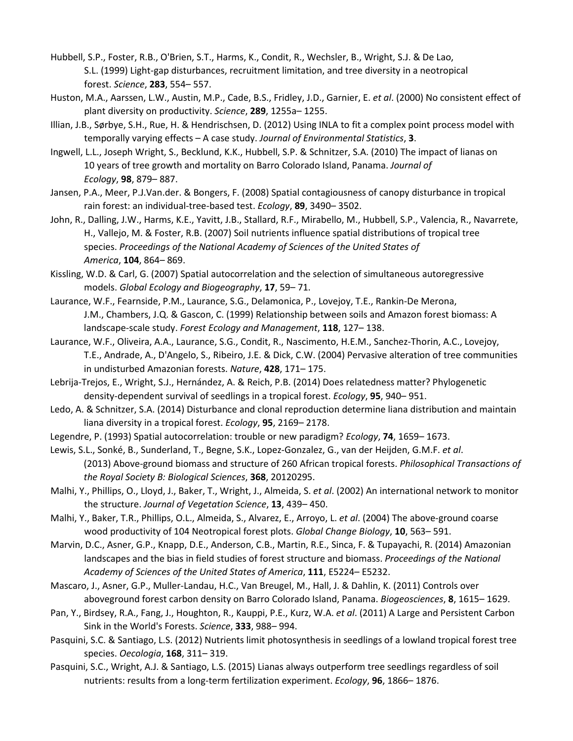Hubbell, S.P., Foster, R.B., O'Brien, S.T., Harms, K., Condit, R., Wechsler, B., Wright, S.J. & De Lao, S.L. (1999) Light-gap disturbances, recruitment limitation, and tree diversity in a neotropical forest. *Science*, **283**, 554– 557.

Huston, M.A., Aarssen, L.W., Austin, M.P., Cade, B.S., Fridley, J.D., Garnier, E. *et al*. (2000) No consistent effect of plant diversity on productivity. *Science*, **289**, 1255a– 1255.

Illian, J.B., Sørbye, S.H., Rue, H. & Hendrischsen, D. (2012) Using INLA to fit a complex point process model with temporally varying effects – A case study. *Journal of Environmental Statistics*, **3**.

Ingwell, L.L., Joseph Wright, S., Becklund, K.K., Hubbell, S.P. & Schnitzer, S.A. (2010) The impact of lianas on 10 years of tree growth and mortality on Barro Colorado Island, Panama. *Journal of Ecology*, **98**, 879– 887.

Jansen, P.A., Meer, P.J.Van.der. & Bongers, F. (2008) Spatial contagiousness of canopy disturbance in tropical rain forest: an individual-tree-based test. *Ecology*, **89**, 3490– 3502.

John, R., Dalling, J.W., Harms, K.E., Yavitt, J.B., Stallard, R.F., Mirabello, M., Hubbell, S.P., Valencia, R., Navarrete, H., Vallejo, M. & Foster, R.B. (2007) Soil nutrients influence spatial distributions of tropical tree species. *Proceedings of the National Academy of Sciences of the United States of America*, **104**, 864– 869.

Kissling, W.D. & Carl, G. (2007) Spatial autocorrelation and the selection of simultaneous autoregressive models. *Global Ecology and Biogeography*, **17**, 59– 71.

Laurance, W.F., Fearnside, P.M., Laurance, S.G., Delamonica, P., Lovejoy, T.E., Rankin-De Merona, J.M., Chambers, J.Q. & Gascon, C. (1999) Relationship between soils and Amazon forest biomass: A landscape-scale study. *Forest Ecology and Management*, **118**, 127– 138.

Laurance, W.F., Oliveira, A.A., Laurance, S.G., Condit, R., Nascimento, H.E.M., Sanchez-Thorin, A.C., Lovejoy, T.E., Andrade, A., D'Angelo, S., Ribeiro, J.E. & Dick, C.W. (2004) Pervasive alteration of tree communities in undisturbed Amazonian forests. *Nature*, **428**, 171– 175.

Lebrija-Trejos, E., Wright, S.J., Hernández, A. & Reich, P.B. (2014) Does relatedness matter? Phylogenetic density-dependent survival of seedlings in a tropical forest. *Ecology*, **95**, 940– 951.

Ledo, A. & Schnitzer, S.A. (2014) Disturbance and clonal reproduction determine liana distribution and maintain liana diversity in a tropical forest. *Ecology*, **95**, 2169– 2178.

Legendre, P. (1993) Spatial autocorrelation: trouble or new paradigm? *Ecology*, **74**, 1659– 1673.

Lewis, S.L., Sonké, B., Sunderland, T., Begne, S.K., Lopez-Gonzalez, G., van der Heijden, G.M.F. *et al*. (2013) Above-ground biomass and structure of 260 African tropical forests. *Philosophical Transactions of the Royal Society B: Biological Sciences*, **368**, 20120295.

Malhi, Y., Phillips, O., Lloyd, J., Baker, T., Wright, J., Almeida, S. *et al*. (2002) An international network to monitor the structure. *Journal of Vegetation Science*, **13**, 439– 450.

Malhi, Y., Baker, T.R., Phillips, O.L., Almeida, S., Alvarez, E., Arroyo, L. *et al*. (2004) The above-ground coarse wood productivity of 104 Neotropical forest plots. *Global Change Biology*, **10**, 563– 591.

Marvin, D.C., Asner, G.P., Knapp, D.E., Anderson, C.B., Martin, R.E., Sinca, F. & Tupayachi, R. (2014) Amazonian landscapes and the bias in field studies of forest structure and biomass. *Proceedings of the National Academy of Sciences of the United States of America*, **111**, E5224– E5232.

Mascaro, J., Asner, G.P., Muller-Landau, H.C., Van Breugel, M., Hall, J. & Dahlin, K. (2011) Controls over aboveground forest carbon density on Barro Colorado Island, Panama. *Biogeosciences*, **8**, 1615– 1629.

Pan, Y., Birdsey, R.A., Fang, J., Houghton, R., Kauppi, P.E., Kurz, W.A. *et al*. (2011) A Large and Persistent Carbon Sink in the World's Forests. *Science*, **333**, 988– 994.

Pasquini, S.C. & Santiago, L.S. (2012) Nutrients limit photosynthesis in seedlings of a lowland tropical forest tree species. *Oecologia*, **168**, 311– 319.

Pasquini, S.C., Wright, A.J. & Santiago, L.S. (2015) Lianas always outperform tree seedlings regardless of soil nutrients: results from a long-term fertilization experiment. *Ecology*, **96**, 1866– 1876.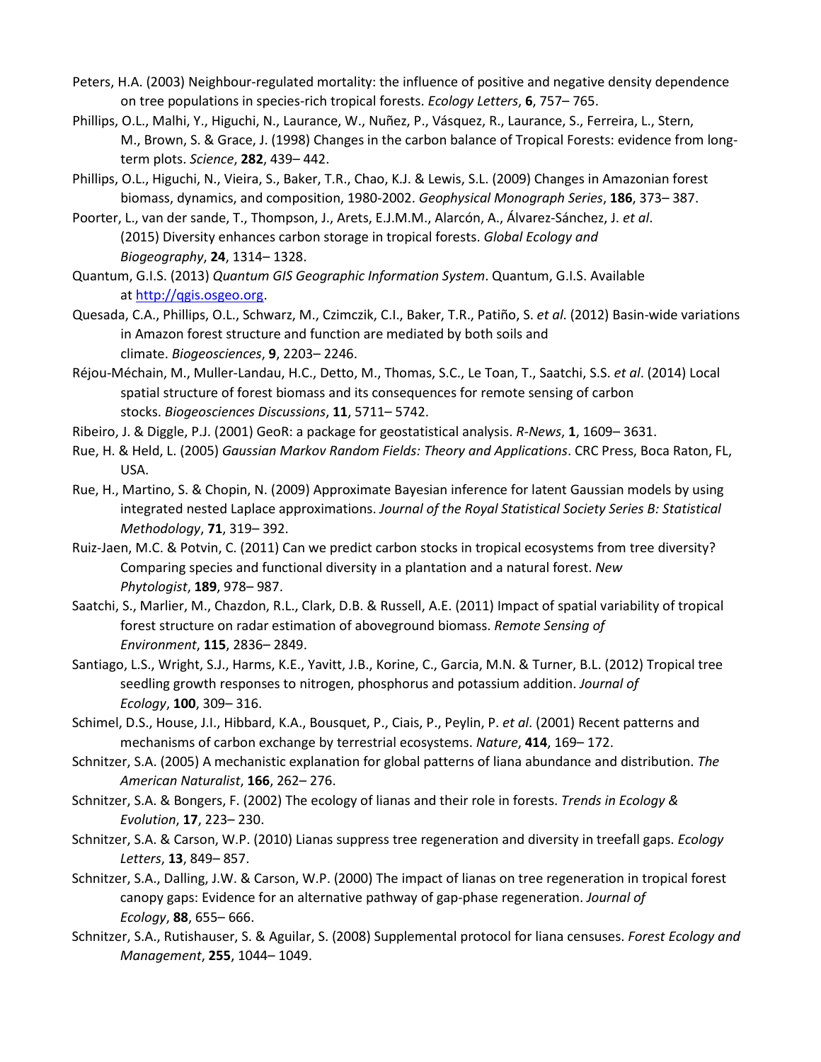Peters, H.A. (2003) Neighbour-regulated mortality: the influence of positive and negative density dependence on tree populations in species-rich tropical forests. *Ecology Letters*, **6**, 757– 765.

Phillips, O.L., Malhi, Y., Higuchi, N., Laurance, W., Nuñez, P., Vásquez, R., Laurance, S., Ferreira, L., Stern, M., Brown, S. & Grace, J. (1998) Changes in the carbon balance of Tropical Forests: evidence from long-term plots. *Science*, **282**, 439– 442.

Phillips, O.L., Higuchi, N., Vieira, S., Baker, T.R., Chao, K.J. & Lewis, S.L. (2009) Changes in Amazonian forest biomass, dynamics, and composition, 1980-2002. *Geophysical Monograph Series*, **186**, 373– 387.

Poorter, L., van der sande, T., Thompson, J., Arets, E.J.M.M., Alarcón, A., Álvarez-Sánchez, J. *et al*. (2015) Diversity enhances carbon storage in tropical forests. *Global Ecology and Biogeography*, **24**, 1314– 1328.

Quantum, G.I.S. (2013) *Quantum GIS Geographic Information System*. Quantum, G.I.S. Available at http://qgis.osgeo.org.

Quesada, C.A., Phillips, O.L., Schwarz, M., Czimczik, C.I., Baker, T.R., Patiño, S. *et al*. (2012) Basin-wide variations in Amazon forest structure and function are mediated by both soils and climate. *Biogeosciences*, **9**, 2203– 2246.

Réjou-Méchain, M., Muller-Landau, H.C., Detto, M., Thomas, S.C., Le Toan, T., Saatchi, S.S. *et al*. (2014) Local spatial structure of forest biomass and its consequences for remote sensing of carbon stocks. *Biogeosciences Discussions*, **11**, 5711– 5742.

Ribeiro, J. & Diggle, P.J. (2001) GeoR: a package for geostatistical analysis. *R-News*, **1**, 1609– 3631.

Rue, H. & Held, L. (2005) *Gaussian Markov Random Fields: Theory and Applications*. CRC Press, Boca Raton, FL, USA.

Rue, H., Martino, S. & Chopin, N. (2009) Approximate Bayesian inference for latent Gaussian models by using integrated nested Laplace approximations. *Journal of the Royal Statistical Society Series B: Statistical Methodology*, **71**, 319– 392.

Ruiz-Jaen, M.C. & Potvin, C. (2011) Can we predict carbon stocks in tropical ecosystems from tree diversity? Comparing species and functional diversity in a plantation and a natural forest. *New Phytologist*, **189**, 978– 987.

Saatchi, S., Marlier, M., Chazdon, R.L., Clark, D.B. & Russell, A.E. (2011) Impact of spatial variability of tropical forest structure on radar estimation of aboveground biomass. *Remote Sensing of Environment*, **115**, 2836– 2849.

Santiago, L.S., Wright, S.J., Harms, K.E., Yavitt, J.B., Korine, C., Garcia, M.N. & Turner, B.L. (2012) Tropical tree seedling growth responses to nitrogen, phosphorus and potassium addition. *Journal of Ecology*, **100**, 309– 316.

Schimel, D.S., House, J.I., Hibbard, K.A., Bousquet, P., Ciais, P., Peylin, P. *et al*. (2001) Recent patterns and mechanisms of carbon exchange by terrestrial ecosystems. *Nature*, **414**, 169– 172.

Schnitzer, S.A. (2005) A mechanistic explanation for global patterns of liana abundance and distribution. *The American Naturalist*, **166**, 262– 276.

Schnitzer, S.A. & Bongers, F. (2002) The ecology of lianas and their role in forests. *Trends in Ecology & Evolution*, **17**, 223– 230.

Schnitzer, S.A. & Carson, W.P. (2010) Lianas suppress tree regeneration and diversity in treefall gaps. *Ecology Letters*, **13**, 849– 857.

Schnitzer, S.A., Dalling, J.W. & Carson, W.P. (2000) The impact of lianas on tree regeneration in tropical forest canopy gaps: Evidence for an alternative pathway of gap-phase regeneration. *Journal of Ecology*, **88**, 655– 666.

Schnitzer, S.A., Rutishauser, S. & Aguilar, S. (2008) Supplemental protocol for liana censuses. *Forest Ecology and Management*, **255**, 1044– 1049.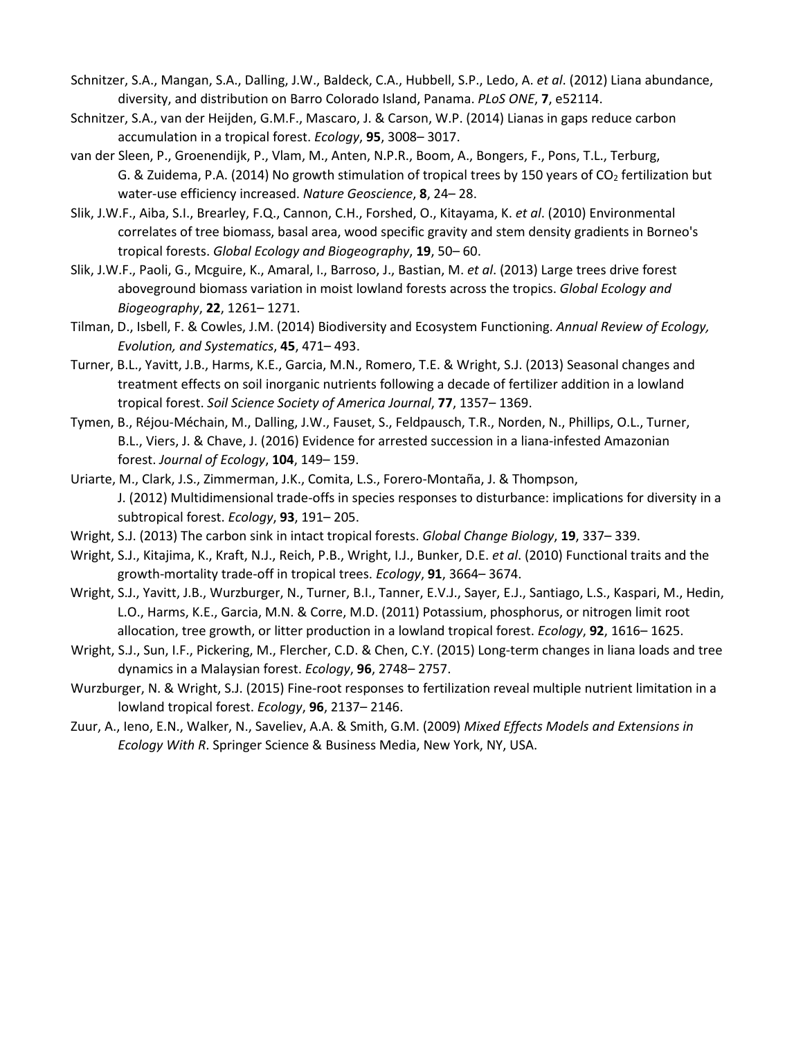Schnitzer, S.A., Mangan, S.A., Dalling, J.W., Baldeck, C.A., Hubbell, S.P., Ledo, A. *et al*. (2012) Liana abundance, diversity, and distribution on Barro Colorado Island, Panama. *PLoS ONE*, **7**, e52114.

Schnitzer, S.A., van der Heijden, G.M.F., Mascaro, J. & Carson, W.P. (2014) Lianas in gaps reduce carbon accumulation in a tropical forest. *Ecology*, **95**, 3008– 3017.

van der Sleen, P., Groenendijk, P., Vlam, M., Anten, N.P.R., Boom, A., Bongers, F., Pons, T.L., Terburg, G. & Zuidema, P.A. (2014) No growth stimulation of tropical trees by 150 years of $CO_2$ fertilization but water-use efficiency increased. *Nature Geoscience*, **8**, 24– 28.

Slik, J.W.F., Aiba, S.I., Brearley, F.Q., Cannon, C.H., Forshed, O., Kitayama, K. *et al*. (2010) Environmental correlates of tree biomass, basal area, wood specific gravity and stem density gradients in Borneo's tropical forests. *Global Ecology and Biogeography*, **19**, 50– 60.

Slik, J.W.F., Paoli, G., Mcguire, K., Amaral, I., Barroso, J., Bastian, M. *et al*. (2013) Large trees drive forest aboveground biomass variation in moist lowland forests across the tropics. *Global Ecology and Biogeography*, **22**, 1261– 1271.

Tilman, D., Isbell, F. & Cowles, J.M. (2014) Biodiversity and Ecosystem Functioning. *Annual Review of Ecology, Evolution, and Systematics*, **45**, 471– 493.

Turner, B.L., Yavitt, J.B., Harms, K.E., Garcia, M.N., Romero, T.E. & Wright, S.J. (2013) Seasonal changes and treatment effects on soil inorganic nutrients following a decade of fertilizer addition in a lowland tropical forest. *Soil Science Society of America Journal*, **77**, 1357– 1369.

Tymen, B., Réjou-Méchain, M., Dalling, J.W., Fauset, S., Feldpausch, T.R., Norden, N., Phillips, O.L., Turner, B.L., Viers, J. & Chave, J. (2016) Evidence for arrested succession in a liana-infested Amazonian forest. *Journal of Ecology*, **104**, 149– 159.

Uriarte, M., Clark, J.S., Zimmerman, J.K., Comita, L.S., Forero-Montaña, J. & Thompson, J. (2012) Multidimensional trade-offs in species responses to disturbance: implications for diversity in a subtropical forest. *Ecology*, **93**, 191– 205.

Wright, S.J. (2013) The carbon sink in intact tropical forests. *Global Change Biology*, **19**, 337– 339.

Wright, S.J., Kitajima, K., Kraft, N.J., Reich, P.B., Wright, I.J., Bunker, D.E. *et al*. (2010) Functional traits and the growth-mortality trade-off in tropical trees. *Ecology*, **91**, 3664– 3674.

Wright, S.J., Yavitt, J.B., Wurzburger, N., Turner, B.I., Tanner, E.V.J., Sayer, E.J., Santiago, L.S., Kaspari, M., Hedin, L.O., Harms, K.E., Garcia, M.N. & Corre, M.D. (2011) Potassium, phosphorus, or nitrogen limit root allocation, tree growth, or litter production in a lowland tropical forest. *Ecology*, **92**, 1616– 1625.

Wright, S.J., Sun, I.F., Pickering, M., Flercher, C.D. & Chen, C.Y. (2015) Long-term changes in liana loads and tree dynamics in a Malaysian forest. *Ecology*, **96**, 2748– 2757.

Wurzburger, N. & Wright, S.J. (2015) Fine-root responses to fertilization reveal multiple nutrient limitation in a lowland tropical forest. *Ecology*, **96**, 2137– 2146.

Zuur, A., Ieno, E.N., Walker, N., Saveliev, A.A. & Smith, G.M. (2009) *Mixed Effects Models and Extensions in Ecology With R*. Springer Science & Business Media, New York, NY, USA.